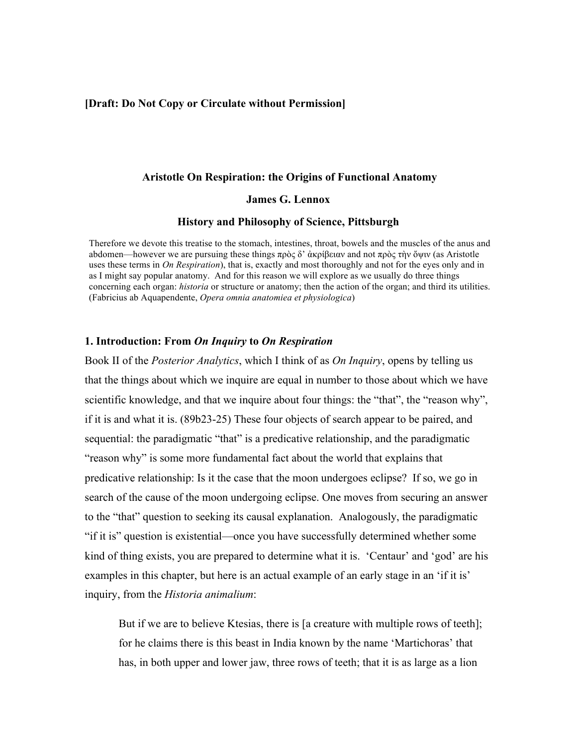**[Draft: Do Not Copy or Circulate without Permission]**

# Aristotle On Respiration: the Origins of Functional Anatomy

**James G. Lennox**

**History and Philosophy of Science, Pittsburgh**

Therefore we devote this treatise to the stomach, intestines, throat, bowels and the muscles of the anus and abdomen—however we are pursuing these things πρὸς δ' ἀκρίβειαν and not πρὸς τὴν ὄψιν (as Aristotle uses these terms in *On Respiration*), that is, exactly and most thoroughly and not for the eyes only and in as I might say popular anatomy. And for this reason we will explore as we usually do three things concerning each organ: *historia* or structure or anatomy; then the action of the organ; and third its utilities. (Fabricius ab Aquapendente, *Opera omnia anatomiea et physiologica*)

## 1. Introduction: From *On Inquiry* to *On Respiration*

Book II of the *Posterior Analytics*, which I think of as *On Inquiry*, opens by telling us that the things about which we inquire are equal in number to those about which we have scientific knowledge, and that we inquire about four things: the "that", the "reason why", if it is and what it is. (89b23-25) These four objects of search appear to be paired, and sequential: the paradigmatic "that" is a predicative relationship, and the paradigmatic "reason why" is some more fundamental fact about the world that explains that predicative relationship: Is it the case that the moon undergoes eclipse? If so, we go in search of the cause of the moon undergoing eclipse. One moves from securing an answer to the "that" question to seeking its causal explanation. Analogously, the paradigmatic "if it is" question is existential—once you have successfully determined whether some kind of thing exists, you are prepared to determine what it is. 'Centaur' and 'god' are his examples in this chapter, but here is an actual example of an early stage in an 'if it is' inquiry, from the *Historia animalium*:

> But if we are to believe Ktesias, there is [a creature with multiple rows of teeth]; for he claims there is this beast in India known by the name 'Martichoras' that has, in both upper and lower jaw, three rows of teeth; that it is as large as a lion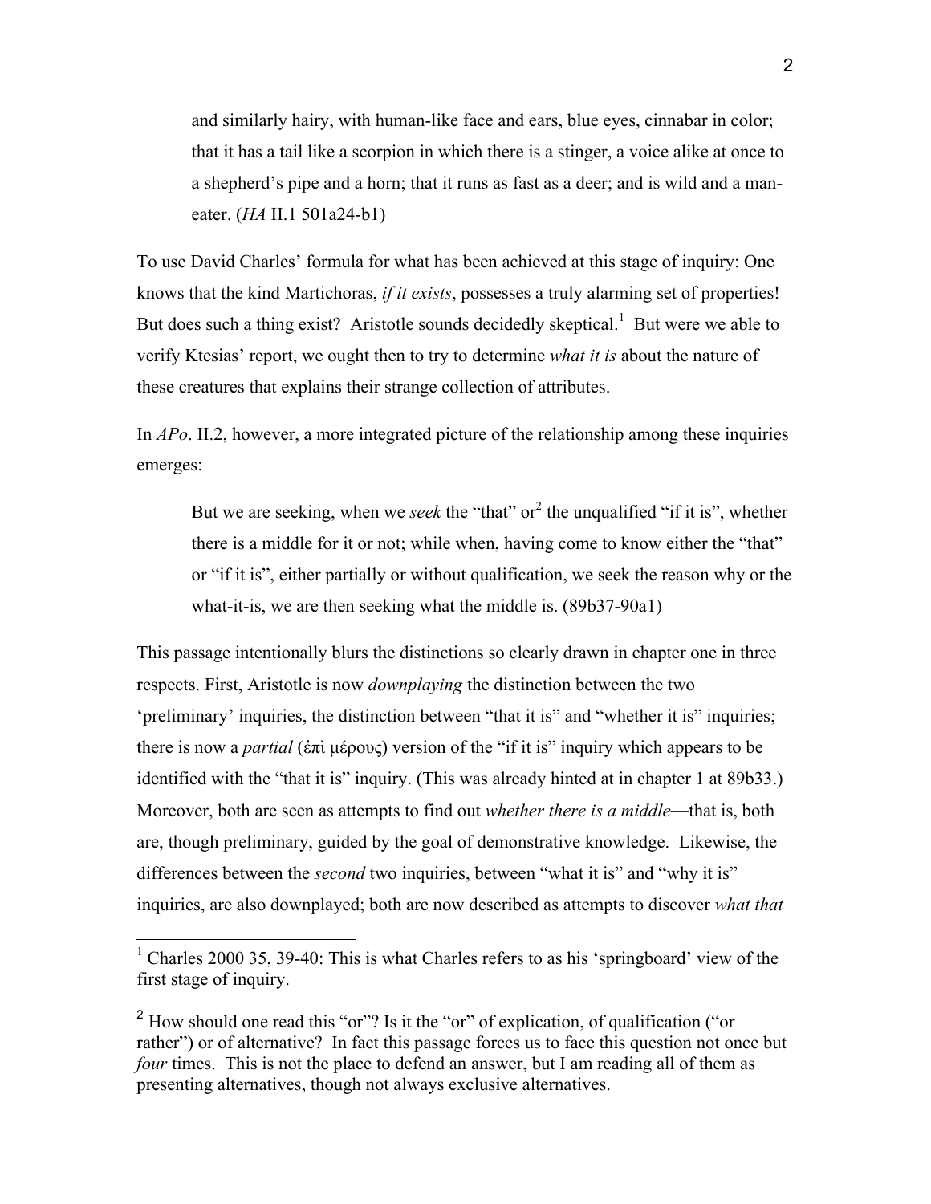> and similarly hairy, with human-like face and ears, blue eyes, cinnabar in color; that it has a tail like a scorpion in which there is a stinger, a voice alike at once to a shepherd's pipe and a horn; that it runs as fast as a deer; and is wild and a man-eater. (*HA* II.1 501a24-b1)

To use David Charles' formula for what has been achieved at this stage of inquiry: One knows that the kind Martichoras, *if it exists*, possesses a truly alarming set of properties! But does such a thing exist? Aristotle sounds decidedly skeptical.[1] But were we able to verify Ktesias' report, we ought then to try to determine *what it is* about the nature of these creatures that explains their strange collection of attributes.

In *APo*. II.2, however, a more integrated picture of the relationship among these inquiries emerges:

> But we are seeking, when we *seek* the "that" or[2] the unqualified "if it is", whether there is a middle for it or not; while when, having come to know either the "that" or "if it is", either partially or without qualification, we seek the reason why or the what-it-is, we are then seeking what the middle is. (89b37-90a1)

This passage intentionally blurs the distinctions so clearly drawn in chapter one in three respects. First, Aristotle is now *downplaying* the distinction between the two 'preliminary' inquiries, the distinction between "that it is" and "whether it is" inquiries; there is now a *partial* (ἐπὶ μέρους) version of the "if it is" inquiry which appears to be identified with the "that it is" inquiry. (This was already hinted at in chapter 1 at 89b33.) Moreover, both are seen as attempts to find out *whether there is a middle*—that is, both are, though preliminary, guided by the goal of demonstrative knowledge. Likewise, the differences between the *second* two inquiries, between "what it is" and "why it is" inquiries, are also downplayed; both are now described as attempts to discover *what that*

---

[1] Charles 2000 35, 39-40: This is what Charles refers to as his 'springboard' view of the first stage of inquiry.

[2] How should one read this "or"? Is it the "or" of explication, of qualification ("or rather") or of alternative? In fact this passage forces us to face this question not once but *four* times. This is not the place to defend an answer, but I am reading all of them as presenting alternatives, though not always exclusive alternatives.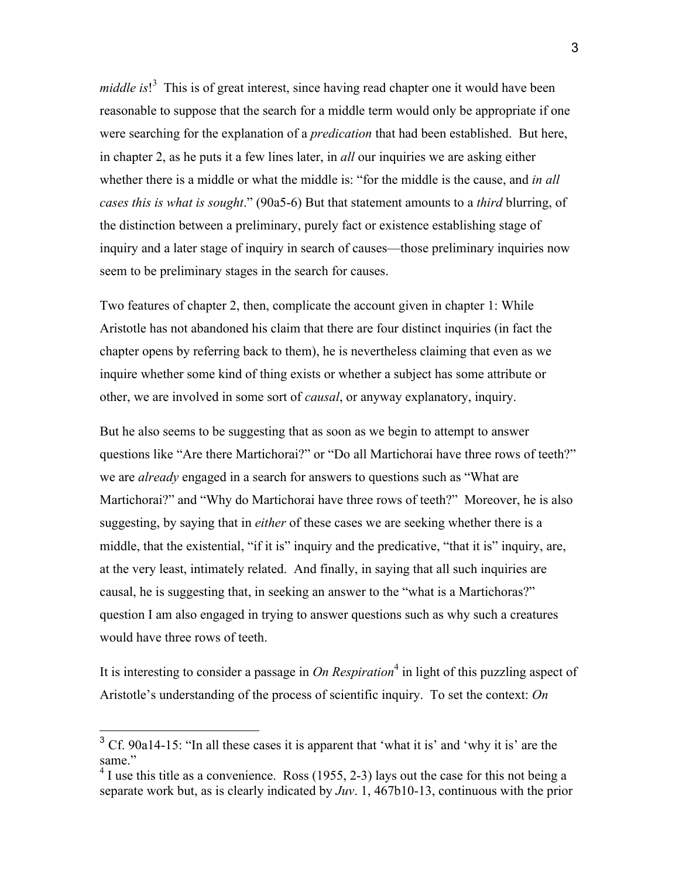*middle is*![3] This is of great interest, since having read chapter one it would have been reasonable to suppose that the search for a middle term would only be appropriate if one were searching for the explanation of a *predication* that had been established. But here, in chapter 2, as he puts it a few lines later, in *all* our inquiries we are asking either whether there is a middle or what the middle is: "for the middle is the cause, and *in all cases this is what is sought*." (90a5-6) But that statement amounts to a *third* blurring, of the distinction between a preliminary, purely fact or existence establishing stage of inquiry and a later stage of inquiry in search of causes—those preliminary inquiries now seem to be preliminary stages in the search for causes.

Two features of chapter 2, then, complicate the account given in chapter 1: While Aristotle has not abandoned his claim that there are four distinct inquiries (in fact the chapter opens by referring back to them), he is nevertheless claiming that even as we inquire whether some kind of thing exists or whether a subject has some attribute or other, we are involved in some sort of *causal*, or anyway explanatory, inquiry.

But he also seems to be suggesting that as soon as we begin to attempt to answer questions like "Are there Martichorai?" or "Do all Martichorai have three rows of teeth?" we are *already* engaged in a search for answers to questions such as "What are Martichorai?" and "Why do Martichorai have three rows of teeth?" Moreover, he is also suggesting, by saying that in *either* of these cases we are seeking whether there is a middle, that the existential, "if it is" inquiry and the predicative, "that it is" inquiry, are, at the very least, intimately related. And finally, in saying that all such inquiries are causal, he is suggesting that, in seeking an answer to the "what is a Martichoras?" question I am also engaged in trying to answer questions such as why such a creatures would have three rows of teeth.

It is interesting to consider a passage in *On Respiration*[4] in light of this puzzling aspect of Aristotle's understanding of the process of scientific inquiry. To set the context: *On*

---

[3] Cf. 90a14-15: "In all these cases it is apparent that 'what it is' and 'why it is' are the same."

[4] I use this title as a convenience. Ross (1955, 2-3) lays out the case for this not being a separate work but, as is clearly indicated by *Juv*. 1, 467b10-13, continuous with the prior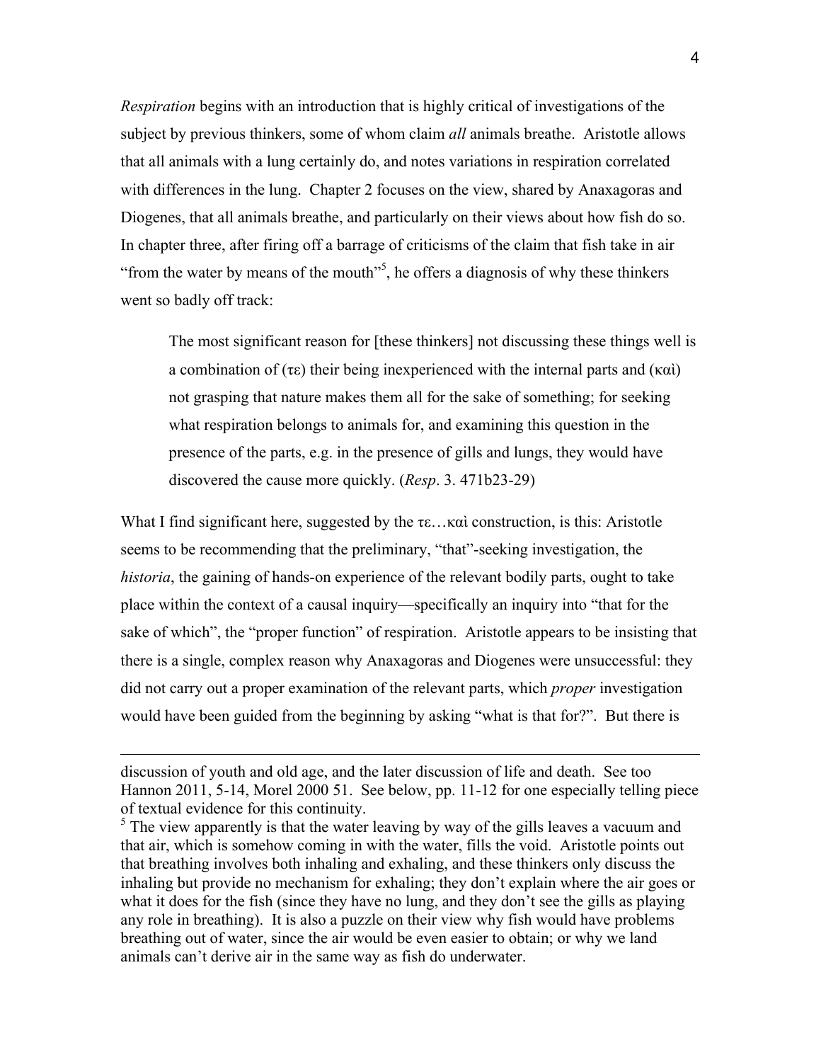*Respiration* begins with an introduction that is highly critical of investigations of the subject by previous thinkers, some of whom claim *all* animals breathe. Aristotle allows that all animals with a lung certainly do, and notes variations in respiration correlated with differences in the lung. Chapter 2 focuses on the view, shared by Anaxagoras and Diogenes, that all animals breathe, and particularly on their views about how fish do so. In chapter three, after firing off a barrage of criticisms of the claim that fish take in air "from the water by means of the mouth"[5], he offers a diagnosis of why these thinkers went so badly off track:

> The most significant reason for [these thinkers] not discussing these things well is a combination of (τε) their being inexperienced with the internal parts and (καὶ) not grasping that nature makes them all for the sake of something; for seeking what respiration belongs to animals for, and examining this question in the presence of the parts, e.g. in the presence of gills and lungs, they would have discovered the cause more quickly. (*Resp*. 3. 471b23-29)

What I find significant here, suggested by the τε…καὶ construction, is this: Aristotle seems to be recommending that the preliminary, "that"-seeking investigation, the *historia*, the gaining of hands-on experience of the relevant bodily parts, ought to take place within the context of a causal inquiry—specifically an inquiry into "that for the sake of which", the "proper function" of respiration. Aristotle appears to be insisting that there is a single, complex reason why Anaxagoras and Diogenes were unsuccessful: they did not carry out a proper examination of the relevant parts, which *proper* investigation would have been guided from the beginning by asking "what is that for?". But there is

---

discussion of youth and old age, and the later discussion of life and death. See too Hannon 2011, 5-14, Morel 2000 51. See below, pp. 11-12 for one especially telling piece of textual evidence for this continuity.

[5] The view apparently is that the water leaving by way of the gills leaves a vacuum and that air, which is somehow coming in with the water, fills the void. Aristotle points out that breathing involves both inhaling and exhaling, and these thinkers only discuss the inhaling but provide no mechanism for exhaling; they don't explain where the air goes or what it does for the fish (since they have no lung, and they don't see the gills as playing any role in breathing). It is also a puzzle on their view why fish would have problems breathing out of water, since the air would be even easier to obtain; or why we land animals can't derive air in the same way as fish do underwater.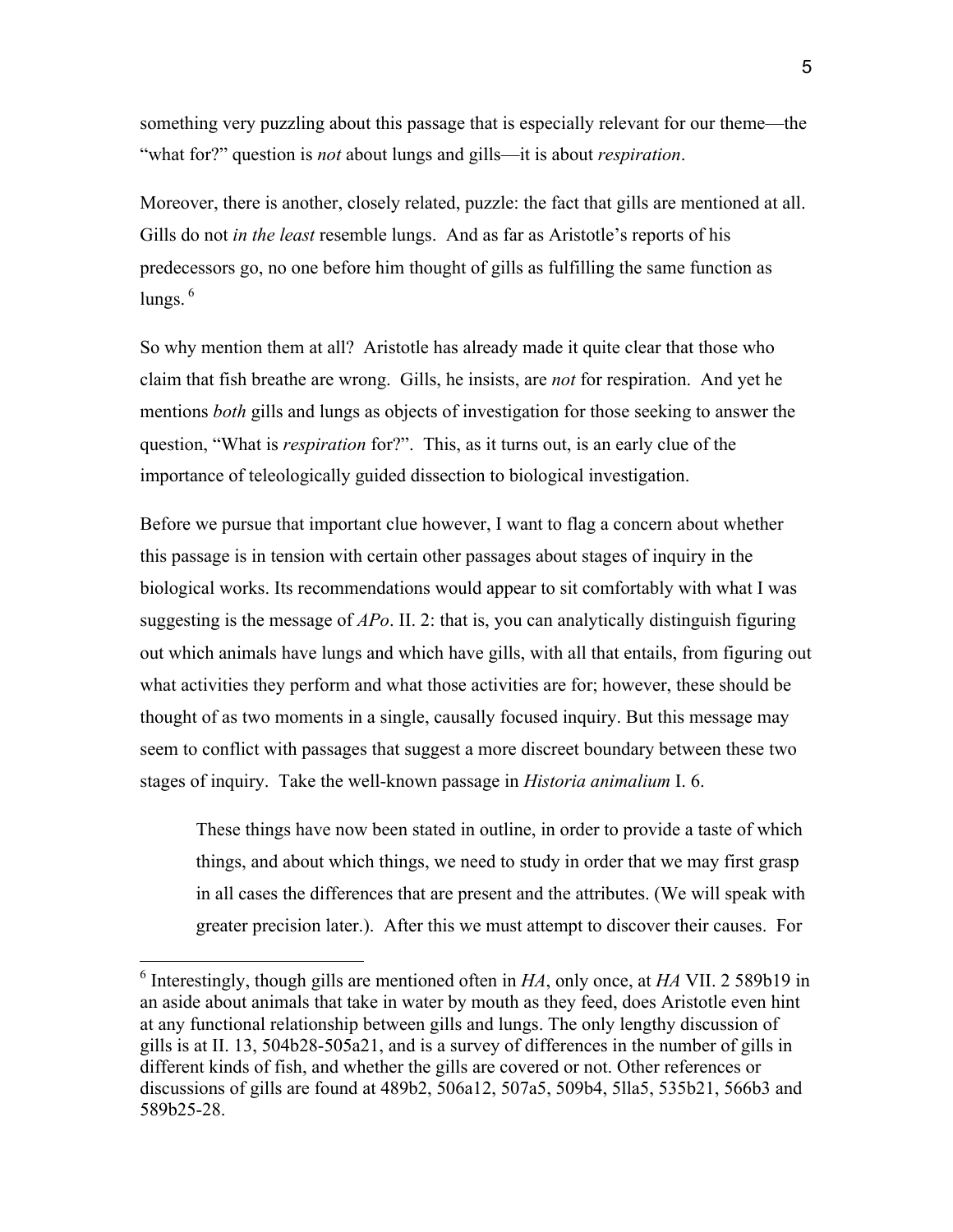something very puzzling about this passage that is especially relevant for our theme—the "what for?" question is *not* about lungs and gills—it is about *respiration*.

Moreover, there is another, closely related, puzzle: the fact that gills are mentioned at all. Gills do not *in the least* resemble lungs. And as far as Aristotle's reports of his predecessors go, no one before him thought of gills as fulfilling the same function as lungs.[6]

So why mention them at all? Aristotle has already made it quite clear that those who claim that fish breathe are wrong. Gills, he insists, are *not* for respiration. And yet he mentions *both* gills and lungs as objects of investigation for those seeking to answer the question, "What is *respiration* for?". This, as it turns out, is an early clue of the importance of teleologically guided dissection to biological investigation.

Before we pursue that important clue however, I want to flag a concern about whether this passage is in tension with certain other passages about stages of inquiry in the biological works. Its recommendations would appear to sit comfortably with what I was suggesting is the message of *APo*. II. 2: that is, you can analytically distinguish figuring out which animals have lungs and which have gills, with all that entails, from figuring out what activities they perform and what those activities are for; however, these should be thought of as two moments in a single, causally focused inquiry. But this message may seem to conflict with passages that suggest a more discreet boundary between these two stages of inquiry. Take the well-known passage in *Historia animalium* I. 6.

> These things have now been stated in outline, in order to provide a taste of which things, and about which things, we need to study in order that we may first grasp in all cases the differences that are present and the attributes. (We will speak with greater precision later.). After this we must attempt to discover their causes. For

[6] Interestingly, though gills are mentioned often in *HA*, only once, at *HA* VII. 2 589b19 in an aside about animals that take in water by mouth as they feed, does Aristotle even hint at any functional relationship between gills and lungs. The only lengthy discussion of gills is at II. 13, 504b28-505a21, and is a survey of differences in the number of gills in different kinds of fish, and whether the gills are covered or not. Other references or discussions of gills are found at 489b2, 506a12, 507a5, 509b4, 5lla5, 535b21, 566b3 and 589b25-28.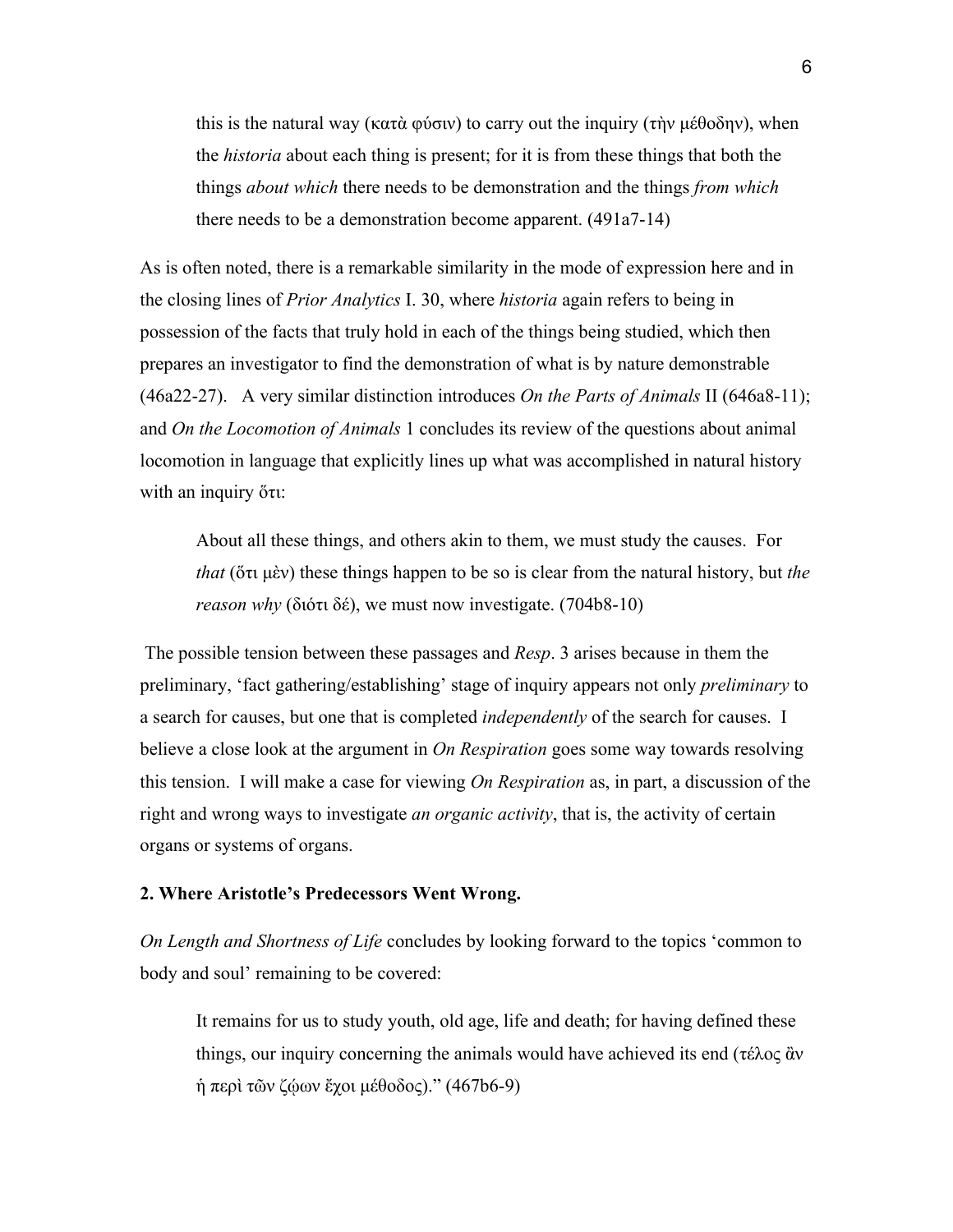> this is the natural way (κατὰ φύσιν) to carry out the inquiry (τὴν μέθοδην), when the *historia* about each thing is present; for it is from these things that both the things *about which* there needs to be demonstration and the things *from which* there needs to be a demonstration become apparent. (491a7-14)

As is often noted, there is a remarkable similarity in the mode of expression here and in the closing lines of *Prior Analytics* I. 30, where *historia* again refers to being in possession of the facts that truly hold in each of the things being studied, which then prepares an investigator to find the demonstration of what is by nature demonstrable (46a22-27). A very similar distinction introduces *On the Parts of Animals* II (646a8-11); and *On the Locomotion of Animals* 1 concludes its review of the questions about animal locomotion in language that explicitly lines up what was accomplished in natural history with an inquiry ὅτι:

> About all these things, and others akin to them, we must study the causes. For *that* (ὅτι μὲν) these things happen to be so is clear from the natural history, but *the reason why* (διότι δέ), we must now investigate. (704b8-10)

The possible tension between these passages and *Resp*. 3 arises because in them the preliminary, 'fact gathering/establishing' stage of inquiry appears not only *preliminary* to a search for causes, but one that is completed *independently* of the search for causes. I believe a close look at the argument in *On Respiration* goes some way towards resolving this tension. I will make a case for viewing *On Respiration* as, in part, a discussion of the right and wrong ways to investigate *an organic activity*, that is, the activity of certain organs or systems of organs.

**2. Where Aristotle's Predecessors Went Wrong.**

*On Length and Shortness of Life* concludes by looking forward to the topics 'common to body and soul' remaining to be covered:

> It remains for us to study youth, old age, life and death; for having defined these things, our inquiry concerning the animals would have achieved its end (τέλος ἂν ἡ περὶ τῶν ζῴων ἔχοι μέθοδος)." (467b6-9)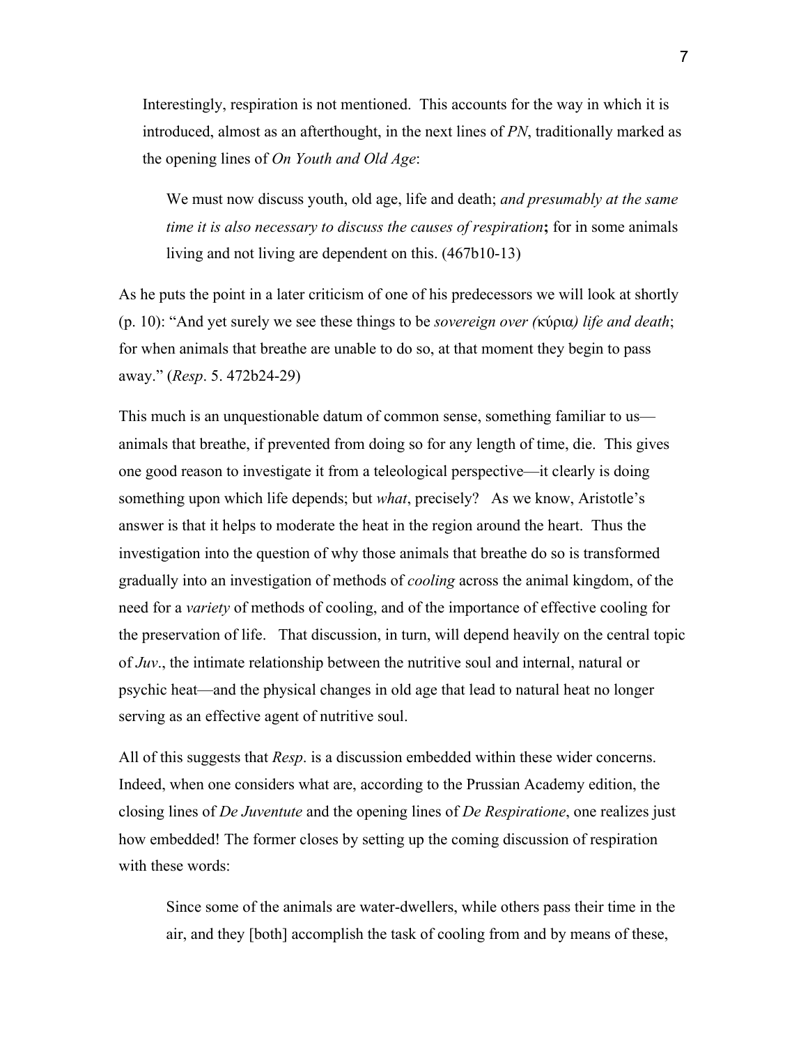Interestingly, respiration is not mentioned. This accounts for the way in which it is introduced, almost as an afterthought, in the next lines of *PN*, traditionally marked as the opening lines of *On Youth and Old Age*:

> We must now discuss youth, old age, life and death; *and presumably at the same time it is also necessary to discuss the causes of respiration*; for in some animals living and not living are dependent on this. (467b10-13)

As he puts the point in a later criticism of one of his predecessors we will look at shortly (p. 10): "And yet surely we see these things to be *sovereign over (*κύρια*) life and death*; for when animals that breathe are unable to do so, at that moment they begin to pass away." (*Resp*. 5. 472b24-29)

This much is an unquestionable datum of common sense, something familiar to us—animals that breathe, if prevented from doing so for any length of time, die. This gives one good reason to investigate it from a teleological perspective—it clearly is doing something upon which life depends; but *what*, precisely? As we know, Aristotle's answer is that it helps to moderate the heat in the region around the heart. Thus the investigation into the question of why those animals that breathe do so is transformed gradually into an investigation of methods of *cooling* across the animal kingdom, of the need for a *variety* of methods of cooling, and of the importance of effective cooling for the preservation of life. That discussion, in turn, will depend heavily on the central topic of *Juv*., the intimate relationship between the nutritive soul and internal, natural or psychic heat—and the physical changes in old age that lead to natural heat no longer serving as an effective agent of nutritive soul.

All of this suggests that *Resp*. is a discussion embedded within these wider concerns. Indeed, when one considers what are, according to the Prussian Academy edition, the closing lines of *De Juventute* and the opening lines of *De Respiratione*, one realizes just how embedded! The former closes by setting up the coming discussion of respiration with these words:

> Since some of the animals are water-dwellers, while others pass their time in the air, and they [both] accomplish the task of cooling from and by means of these,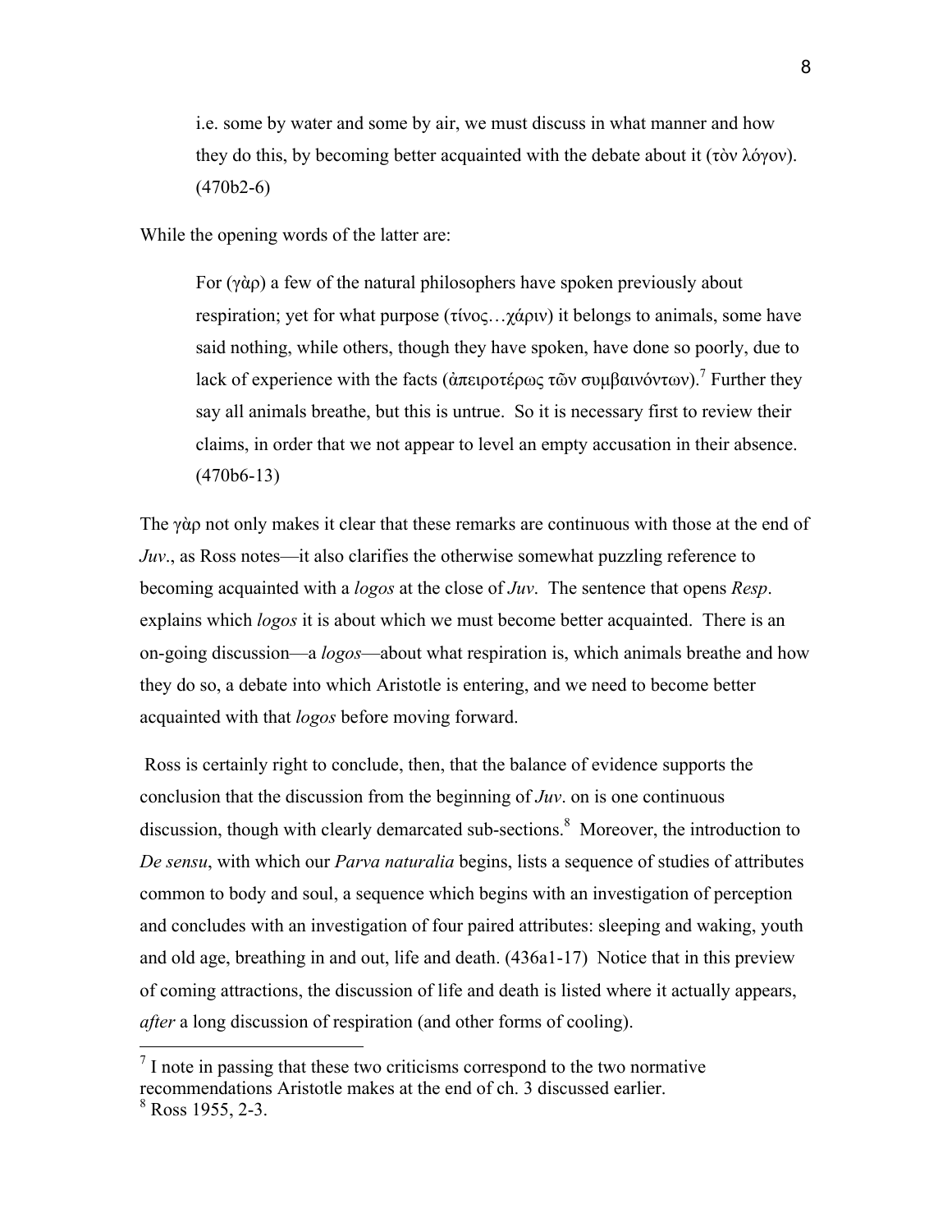> i.e. some by water and some by air, we must discuss in what manner and how they do this, by becoming better acquainted with the debate about it (τὸν λόγον). (470b2-6)

While the opening words of the latter are:

> For (γὰρ) a few of the natural philosophers have spoken previously about respiration; yet for what purpose (τίνος…χάριν) it belongs to animals, some have said nothing, while others, though they have spoken, have done so poorly, due to lack of experience with the facts (ἀπειροτέρως τῶν συμβαινόντων).[7] Further they say all animals breathe, but this is untrue. So it is necessary first to review their claims, in order that we not appear to level an empty accusation in their absence. (470b6-13)

The γὰρ not only makes it clear that these remarks are continuous with those at the end of *Juv*., as Ross notes—it also clarifies the otherwise somewhat puzzling reference to becoming acquainted with a *logos* at the close of *Juv*. The sentence that opens *Resp*. explains which *logos* it is about which we must become better acquainted. There is an on-going discussion—a *logos*—about what respiration is, which animals breathe and how they do so, a debate into which Aristotle is entering, and we need to become better acquainted with that *logos* before moving forward.

Ross is certainly right to conclude, then, that the balance of evidence supports the conclusion that the discussion from the beginning of *Juv*. on is one continuous discussion, though with clearly demarcated sub-sections.[8] Moreover, the introduction to *De sensu*, with which our *Parva naturalia* begins, lists a sequence of studies of attributes common to body and soul, a sequence which begins with an investigation of perception and concludes with an investigation of four paired attributes: sleeping and waking, youth and old age, breathing in and out, life and death. (436a1-17) Notice that in this preview of coming attractions, the discussion of life and death is listed where it actually appears, *after* a long discussion of respiration (and other forms of cooling).

---

[7] I note in passing that these two criticisms correspond to the two normative recommendations Aristotle makes at the end of ch. 3 discussed earlier.

[8] Ross 1955, 2-3.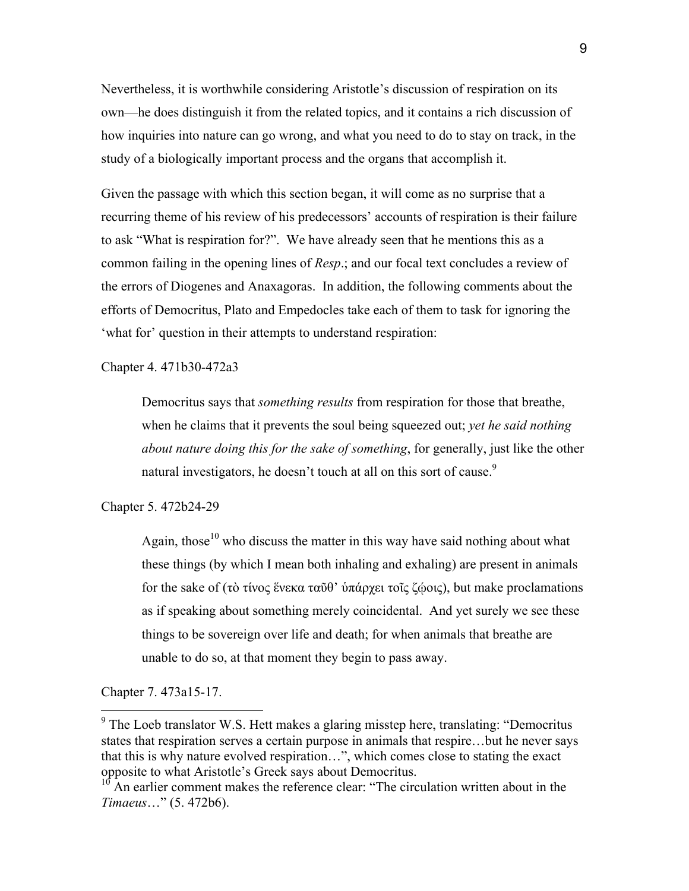Nevertheless, it is worthwhile considering Aristotle's discussion of respiration on its own—he does distinguish it from the related topics, and it contains a rich discussion of how inquiries into nature can go wrong, and what you need to do to stay on track, in the study of a biologically important process and the organs that accomplish it.

Given the passage with which this section began, it will come as no surprise that a recurring theme of his review of his predecessors' accounts of respiration is their failure to ask "What is respiration for?". We have already seen that he mentions this as a common failing in the opening lines of *Resp*.; and our focal text concludes a review of the errors of Diogenes and Anaxagoras. In addition, the following comments about the efforts of Democritus, Plato and Empedocles take each of them to task for ignoring the 'what for' question in their attempts to understand respiration:

Chapter 4. 471b30-472a3

> Democritus says that *something results* from respiration for those that breathe, when he claims that it prevents the soul being squeezed out; *yet he said nothing about nature doing this for the sake of something*, for generally, just like the other natural investigators, he doesn't touch at all on this sort of cause.[9]

Chapter 5. 472b24-29

> Again, those[10] who discuss the matter in this way have said nothing about what these things (by which I mean both inhaling and exhaling) are present in animals for the sake of (τὸ τίνος ἕνεκα ταῦθ' ὑπάρχει τοῖς ζῴοις), but make proclamations as if speaking about something merely coincidental. And yet surely we see these things to be sovereign over life and death; for when animals that breathe are unable to do so, at that moment they begin to pass away.

Chapter 7. 473a15-17.

---

[9] The Loeb translator W.S. Hett makes a glaring misstep here, translating: "Democritus states that respiration serves a certain purpose in animals that respire…but he never says that this is why nature evolved respiration…", which comes close to stating the exact opposite to what Aristotle's Greek says about Democritus.

[10] An earlier comment makes the reference clear: "The circulation written about in the *Timaeus*…" (5. 472b6).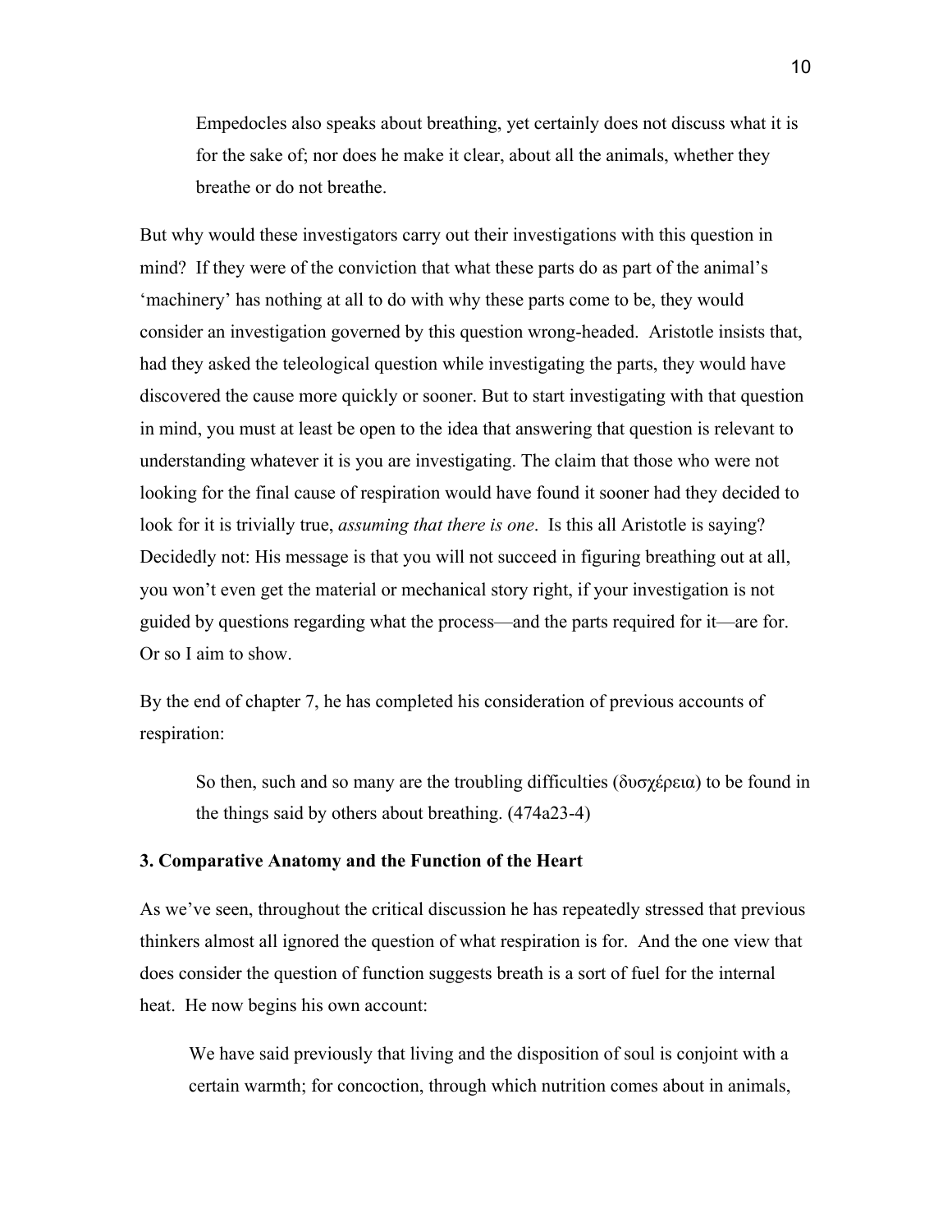> Empedocles also speaks about breathing, yet certainly does not discuss what it is for the sake of; nor does he make it clear, about all the animals, whether they breathe or do not breathe.

But why would these investigators carry out their investigations with this question in mind? If they were of the conviction that what these parts do as part of the animal's 'machinery' has nothing at all to do with why these parts come to be, they would consider an investigation governed by this question wrong-headed. Aristotle insists that, had they asked the teleological question while investigating the parts, they would have discovered the cause more quickly or sooner. But to start investigating with that question in mind, you must at least be open to the idea that answering that question is relevant to understanding whatever it is you are investigating. The claim that those who were not looking for the final cause of respiration would have found it sooner had they decided to look for it is trivially true, *assuming that there is one*. Is this all Aristotle is saying? Decidedly not: His message is that you will not succeed in figuring breathing out at all, you won't even get the material or mechanical story right, if your investigation is not guided by questions regarding what the process—and the parts required for it—are for. Or so I aim to show.

By the end of chapter 7, he has completed his consideration of previous accounts of respiration:

> So then, such and so many are the troubling difficulties (δυσχέρεια) to be found in the things said by others about breathing. (474a23-4)

### 3. Comparative Anatomy and the Function of the Heart

As we've seen, throughout the critical discussion he has repeatedly stressed that previous thinkers almost all ignored the question of what respiration is for. And the one view that does consider the question of function suggests breath is a sort of fuel for the internal heat. He now begins his own account:

> We have said previously that living and the disposition of soul is conjoint with a certain warmth; for concoction, through which nutrition comes about in animals,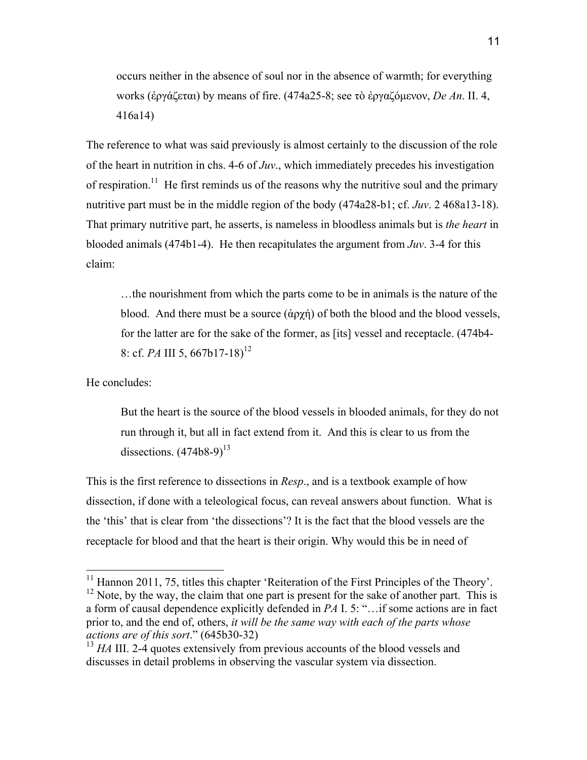> occurs neither in the absence of soul nor in the absence of warmth; for everything works (ἐργάζεται) by means of fire. (474a25-8; see τὸ ἐργαζόμενον, *De An*. II. 4, 416a14)

The reference to what was said previously is almost certainly to the discussion of the role of the heart in nutrition in chs. 4-6 of *Juv*., which immediately precedes his investigation of respiration.[11] He first reminds us of the reasons why the nutritive soul and the primary nutritive part must be in the middle region of the body (474a28-b1; cf. *Juv*. 2 468a13-18). That primary nutritive part, he asserts, is nameless in bloodless animals but is *the heart* in blooded animals (474b1-4). He then recapitulates the argument from *Juv*. 3-4 for this claim:

> …the nourishment from which the parts come to be in animals is the nature of the blood. And there must be a source (ἀρχή) of both the blood and the blood vessels, for the latter are for the sake of the former, as [its] vessel and receptacle. (474b4-8: cf. *PA* III 5, 667b17-18)[12]

He concludes:

> But the heart is the source of the blood vessels in blooded animals, for they do not run through it, but all in fact extend from it. And this is clear to us from the dissections. (474b8-9)[13]

This is the first reference to dissections in *Resp*., and is a textbook example of how dissection, if done with a teleological focus, can reveal answers about function. What is the 'this' that is clear from 'the dissections'? It is the fact that the blood vessels are the receptacle for blood and that the heart is their origin. Why would this be in need of

---

[11] Hannon 2011, 75, titles this chapter 'Reiteration of the First Principles of the Theory'.

[12] Note, by the way, the claim that one part is present for the sake of another part. This is a form of causal dependence explicitly defended in *PA* I. 5: "…if some actions are in fact prior to, and the end of, others, *it will be the same way with each of the parts whose actions are of this sort*." (645b30-32)

[13] *HA* III. 2-4 quotes extensively from previous accounts of the blood vessels and discusses in detail problems in observing the vascular system via dissection.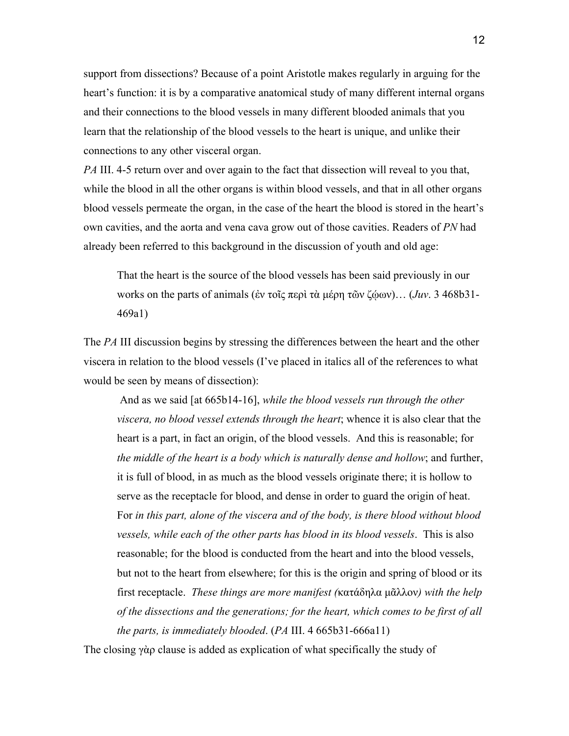support from dissections? Because of a point Aristotle makes regularly in arguing for the heart's function: it is by a comparative anatomical study of many different internal organs and their connections to the blood vessels in many different blooded animals that you learn that the relationship of the blood vessels to the heart is unique, and unlike their connections to any other visceral organ.

*PA* III. 4-5 return over and over again to the fact that dissection will reveal to you that, while the blood in all the other organs is within blood vessels, and that in all other organs blood vessels permeate the organ, in the case of the heart the blood is stored in the heart's own cavities, and the aorta and vena cava grow out of those cavities. Readers of *PN* had already been referred to this background in the discussion of youth and old age:

> That the heart is the source of the blood vessels has been said previously in our works on the parts of animals (ἐν τοῖς περὶ τὰ μέρη τῶν ζῴων)… (*Juv*. 3 468b31-469a1)

The *PA* III discussion begins by stressing the differences between the heart and the other viscera in relation to the blood vessels (I've placed in italics all of the references to what would be seen by means of dissection):

> And as we said [at 665b14-16], *while the blood vessels run through the other viscera, no blood vessel extends through the heart*; whence it is also clear that the heart is a part, in fact an origin, of the blood vessels. And this is reasonable; for *the middle of the heart is a body which is naturally dense and hollow*; and further, it is full of blood, in as much as the blood vessels originate there; it is hollow to serve as the receptacle for blood, and dense in order to guard the origin of heat. For *in this part, alone of the viscera and of the body, is there blood without blood vessels, while each of the other parts has blood in its blood vessels*. This is also reasonable; for the blood is conducted from the heart and into the blood vessels, but not to the heart from elsewhere; for this is the origin and spring of blood or its first receptacle. *These things are more manifest (*κατάδηλα μᾶλλον*) with the help of the dissections and the generations; for the heart, which comes to be first of all the parts, is immediately blooded*. (*PA* III. 4 665b31-666a11)

The closing γὰρ clause is added as explication of what specifically the study of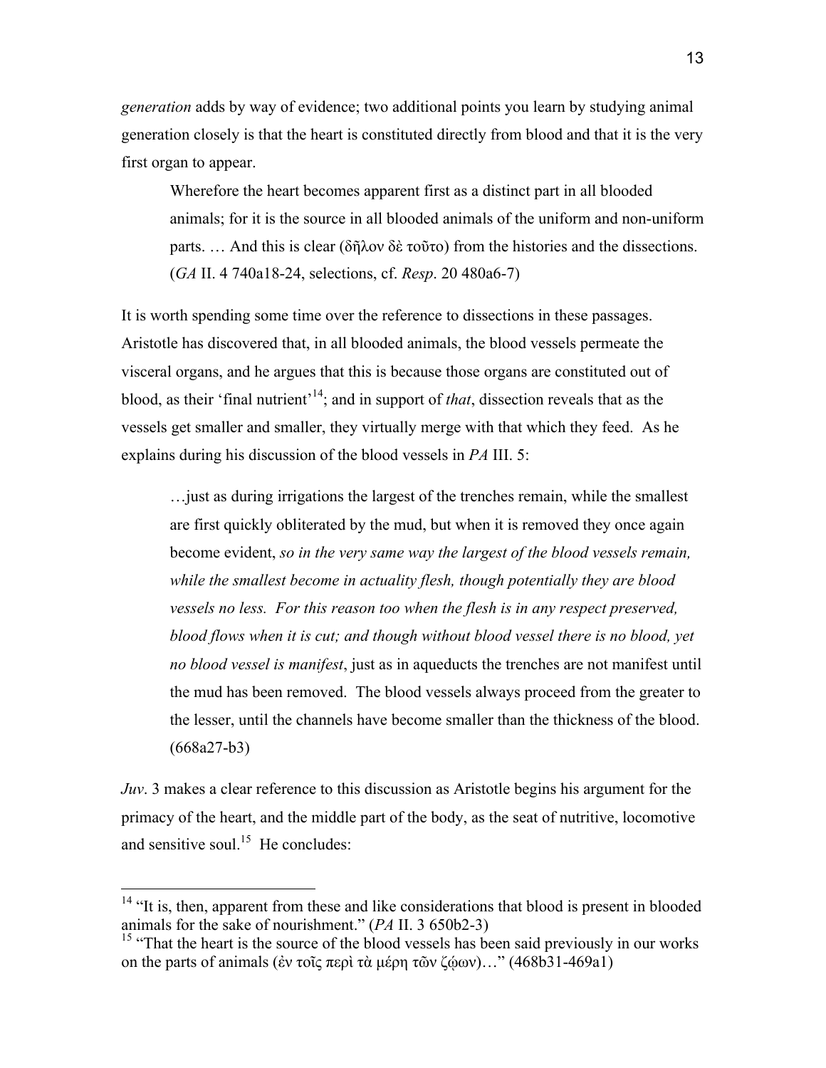*generation* adds by way of evidence; two additional points you learn by studying animal generation closely is that the heart is constituted directly from blood and that it is the very first organ to appear.

> Wherefore the heart becomes apparent first as a distinct part in all blooded animals; for it is the source in all blooded animals of the uniform and non-uniform parts. … And this is clear (δῆλον δὲ τοῦτο) from the histories and the dissections. (*GA* II. 4 740a18-24, selections, cf. *Resp*. 20 480a6-7)

It is worth spending some time over the reference to dissections in these passages. Aristotle has discovered that, in all blooded animals, the blood vessels permeate the visceral organs, and he argues that this is because those organs are constituted out of blood, as their 'final nutrient'[14]; and in support of *that*, dissection reveals that as the vessels get smaller and smaller, they virtually merge with that which they feed. As he explains during his discussion of the blood vessels in *PA* III. 5:

> …just as during irrigations the largest of the trenches remain, while the smallest are first quickly obliterated by the mud, but when it is removed they once again become evident, *so in the very same way the largest of the blood vessels remain, while the smallest become in actuality flesh, though potentially they are blood vessels no less. For this reason too when the flesh is in any respect preserved, blood flows when it is cut; and though without blood vessel there is no blood, yet no blood vessel is manifest*, just as in aqueducts the trenches are not manifest until the mud has been removed. The blood vessels always proceed from the greater to the lesser, until the channels have become smaller than the thickness of the blood. (668a27-b3)

*Juv*. 3 makes a clear reference to this discussion as Aristotle begins his argument for the primacy of the heart, and the middle part of the body, as the seat of nutritive, locomotive and sensitive soul.[15] He concludes:

[14] "It is, then, apparent from these and like considerations that blood is present in blooded animals for the sake of nourishment." (*PA* II. 3 650b2-3)

[15] "That the heart is the source of the blood vessels has been said previously in our works on the parts of animals (ἐν τοῖς περὶ τὰ μέρη τῶν ζῴων)…" (468b31-469a1)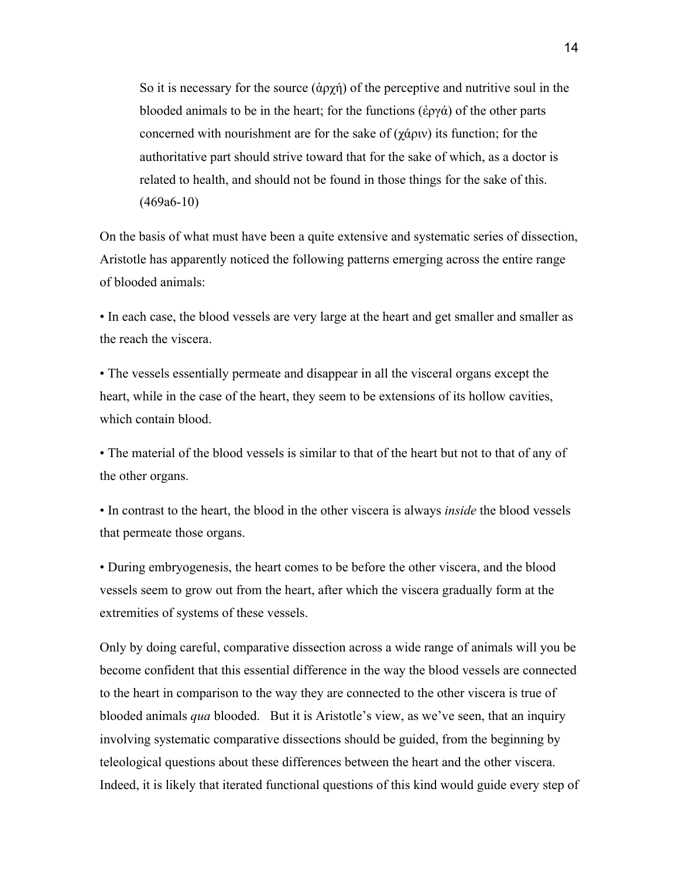> So it is necessary for the source (ἀρχή) of the perceptive and nutritive soul in the blooded animals to be in the heart; for the functions (ἐργά) of the other parts concerned with nourishment are for the sake of (χάριν) its function; for the authoritative part should strive toward that for the sake of which, as a doctor is related to health, and should not be found in those things for the sake of this. (469a6-10)

On the basis of what must have been a quite extensive and systematic series of dissection, Aristotle has apparently noticed the following patterns emerging across the entire range of blooded animals:

• In each case, the blood vessels are very large at the heart and get smaller and smaller as the reach the viscera.

• The vessels essentially permeate and disappear in all the visceral organs except the heart, while in the case of the heart, they seem to be extensions of its hollow cavities, which contain blood.

• The material of the blood vessels is similar to that of the heart but not to that of any of the other organs.

• In contrast to the heart, the blood in the other viscera is always *inside* the blood vessels that permeate those organs.

• During embryogenesis, the heart comes to be before the other viscera, and the blood vessels seem to grow out from the heart, after which the viscera gradually form at the extremities of systems of these vessels.

Only by doing careful, comparative dissection across a wide range of animals will you be become confident that this essential difference in the way the blood vessels are connected to the heart in comparison to the way they are connected to the other viscera is true of blooded animals *qua* blooded. But it is Aristotle's view, as we've seen, that an inquiry involving systematic comparative dissections should be guided, from the beginning by teleological questions about these differences between the heart and the other viscera. Indeed, it is likely that iterated functional questions of this kind would guide every step of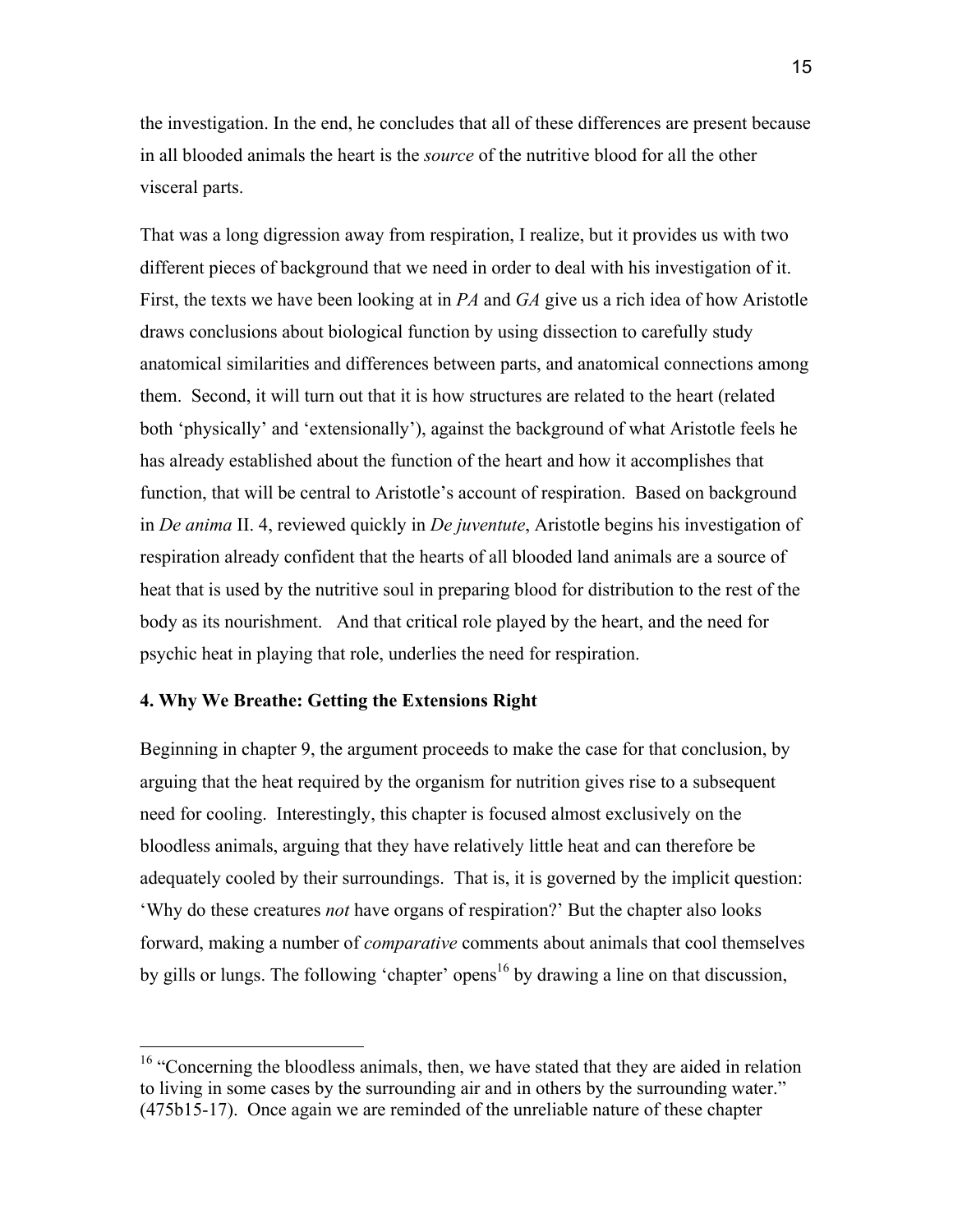the investigation. In the end, he concludes that all of these differences are present because in all blooded animals the heart is the *source* of the nutritive blood for all the other visceral parts.

That was a long digression away from respiration, I realize, but it provides us with two different pieces of background that we need in order to deal with his investigation of it. First, the texts we have been looking at in *PA* and *GA* give us a rich idea of how Aristotle draws conclusions about biological function by using dissection to carefully study anatomical similarities and differences between parts, and anatomical connections among them. Second, it will turn out that it is how structures are related to the heart (related both 'physically' and 'extensionally'), against the background of what Aristotle feels he has already established about the function of the heart and how it accomplishes that function, that will be central to Aristotle's account of respiration. Based on background in *De anima* II. 4, reviewed quickly in *De juventute*, Aristotle begins his investigation of respiration already confident that the hearts of all blooded land animals are a source of heat that is used by the nutritive soul in preparing blood for distribution to the rest of the body as its nourishment. And that critical role played by the heart, and the need for psychic heat in playing that role, underlies the need for respiration.

### 4. Why We Breathe: Getting the Extensions Right

Beginning in chapter 9, the argument proceeds to make the case for that conclusion, by arguing that the heat required by the organism for nutrition gives rise to a subsequent need for cooling. Interestingly, this chapter is focused almost exclusively on the bloodless animals, arguing that they have relatively little heat and can therefore be adequately cooled by their surroundings. That is, it is governed by the implicit question: 'Why do these creatures *not* have organs of respiration?' But the chapter also looks forward, making a number of *comparative* comments about animals that cool themselves by gills or lungs. The following 'chapter' opens[16] by drawing a line on that discussion,

---

[16] "Concerning the bloodless animals, then, we have stated that they are aided in relation to living in some cases by the surrounding air and in others by the surrounding water." (475b15-17). Once again we are reminded of the unreliable nature of these chapter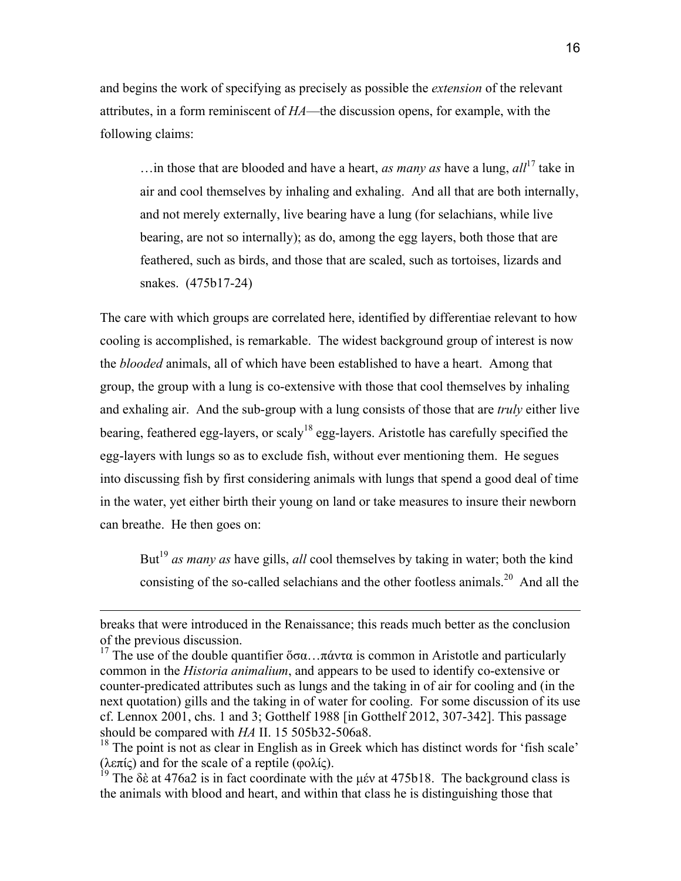and begins the work of specifying as precisely as possible the *extension* of the relevant attributes, in a form reminiscent of *HA*—the discussion opens, for example, with the following claims:

> …in those that are blooded and have a heart, *as many as* have a lung, *all*[17] take in air and cool themselves by inhaling and exhaling. And all that are both internally, and not merely externally, live bearing have a lung (for selachians, while live bearing, are not so internally); as do, among the egg layers, both those that are feathered, such as birds, and those that are scaled, such as tortoises, lizards and snakes. (475b17-24)

The care with which groups are correlated here, identified by differentiae relevant to how cooling is accomplished, is remarkable. The widest background group of interest is now the *blooded* animals, all of which have been established to have a heart. Among that group, the group with a lung is co-extensive with those that cool themselves by inhaling and exhaling air. And the sub-group with a lung consists of those that are *truly* either live bearing, feathered egg-layers, or scaly[18] egg-layers. Aristotle has carefully specified the egg-layers with lungs so as to exclude fish, without ever mentioning them. He segues into discussing fish by first considering animals with lungs that spend a good deal of time in the water, yet either birth their young on land or take measures to insure their newborn can breathe. He then goes on:

> But[19] *as many as* have gills, *all* cool themselves by taking in water; both the kind consisting of the so-called selachians and the other footless animals.[20] And all the

---

breaks that were introduced in the Renaissance; this reads much better as the conclusion of the previous discussion.

[17] The use of the double quantifier ὅσα…πάντα is common in Aristotle and particularly common in the *Historia animalium*, and appears to be used to identify co-extensive or counter-predicated attributes such as lungs and the taking in of air for cooling and (in the next quotation) gills and the taking in of water for cooling. For some discussion of its use cf. Lennox 2001, chs. 1 and 3; Gotthelf 1988 [in Gotthelf 2012, 307-342]. This passage should be compared with *HA* II. 15 505b32-506a8.

[18] The point is not as clear in English as in Greek which has distinct words for 'fish scale' (λεπίς) and for the scale of a reptile (φολίς).

[19] The δὲ at 476a2 is in fact coordinate with the μέν at 475b18. The background class is the animals with blood and heart, and within that class he is distinguishing those that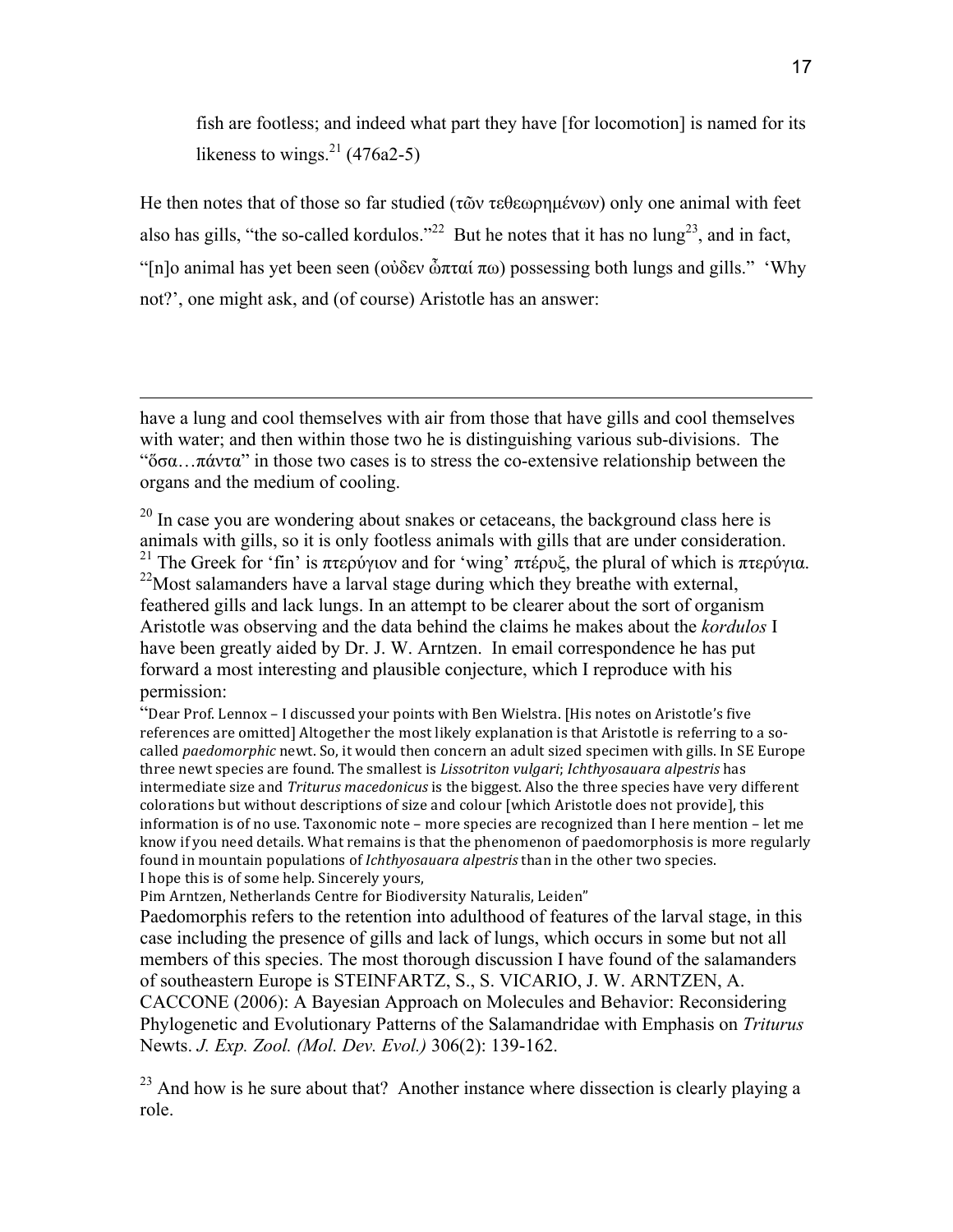> fish are footless; and indeed what part they have [for locomotion] is named for its likeness to wings.[21] (476a2-5)

He then notes that of those so far studied (τῶν τεθεωρημένων) only one animal with feet also has gills, "the so-called kordulos."[22] But he notes that it has no lung[23], and in fact, "[n]o animal has yet been seen (οὐδεν ὦπταί πω) possessing both lungs and gills." 'Why not?', one might ask, and (of course) Aristotle has an answer:

---

have a lung and cool themselves with air from those that have gills and cool themselves with water; and then within those two he is distinguishing various sub-divisions. The "ὅσα…πάντα" in those two cases is to stress the co-extensive relationship between the organs and the medium of cooling.

[20] In case you are wondering about snakes or cetaceans, the background class here is animals with gills, so it is only footless animals with gills that are under consideration.

[21] The Greek for 'fin' is πτερύγιον and for 'wing' πτέρυξ, the plural of which is πτερύγια.

[22] Most salamanders have a larval stage during which they breathe with external, feathered gills and lack lungs. In an attempt to be clearer about the sort of organism Aristotle was observing and the data behind the claims he makes about the *kordulos* I have been greatly aided by Dr. J. W. Arntzen. In email correspondence he has put forward a most interesting and plausible conjecture, which I reproduce with his permission:

"Dear Prof. Lennox – I discussed your points with Ben Wielstra. [His notes on Aristotle's five references are omitted] Altogether the most likely explanation is that Aristotle is referring to a so-called *paedomorphic* newt. So, it would then concern an adult sized specimen with gills. In SE Europe three newt species are found. The smallest is *Lissotriton vulgari*; *Ichthyosauara alpestris* has intermediate size and *Triturus macedonicus* is the biggest. Also the three species have very different colorations but without descriptions of size and colour [which Aristotle does not provide], this information is of no use. Taxonomic note – more species are recognized than I here mention – let me know if you need details. What remains is that the phenomenon of paedomorphosis is more regularly found in mountain populations of *Ichthyosauara alpestris* than in the other two species.
I hope this is of some help. Sincerely yours,
Pim Arntzen, Netherlands Centre for Biodiversity Naturalis, Leiden"

Paedomorphis refers to the retention into adulthood of features of the larval stage, in this case including the presence of gills and lack of lungs, which occurs in some but not all members of this species. The most thorough discussion I have found of the salamanders of southeastern Europe is STEINFARTZ, S., S. VICARIO, J. W. ARNTZEN, A. CACCONE (2006): A Bayesian Approach on Molecules and Behavior: Reconsidering Phylogenetic and Evolutionary Patterns of the Salamandridae with Emphasis on *Triturus* Newts. *J. Exp. Zool. (Mol. Dev. Evol.)* 306(2): 139-162.

[23] And how is he sure about that? Another instance where dissection is clearly playing a role.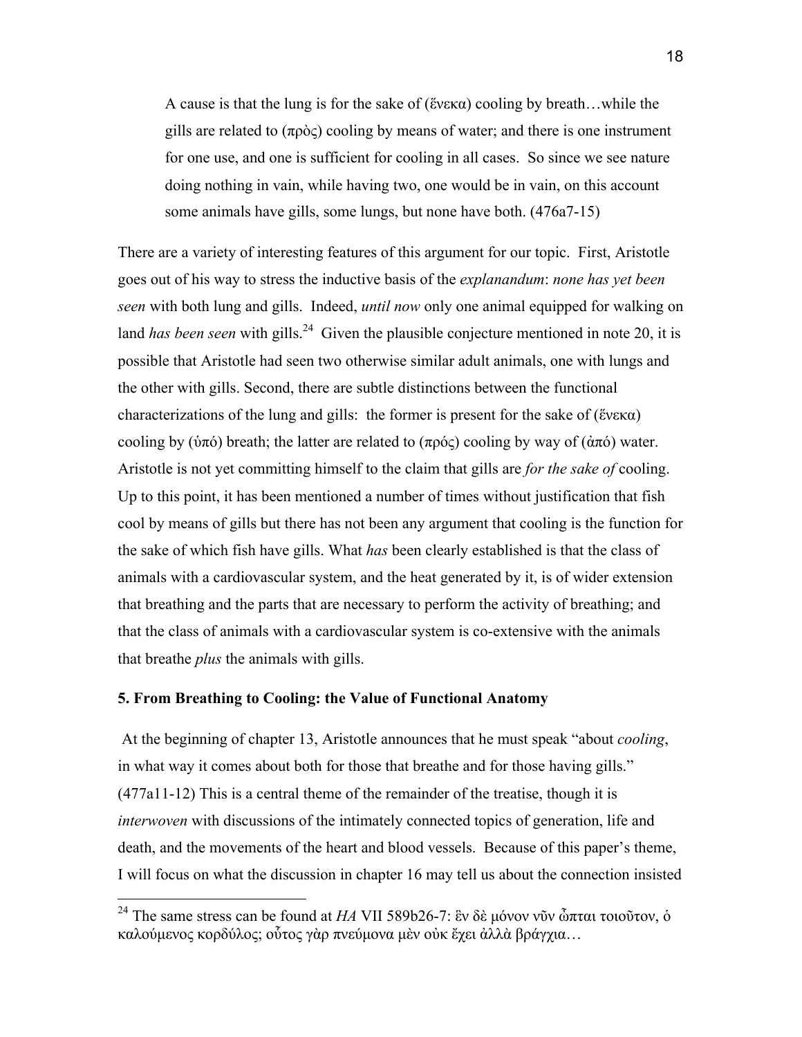> A cause is that the lung is for the sake of (ἕνεκα) cooling by breath…while the gills are related to (πρὸς) cooling by means of water; and there is one instrument for one use, and one is sufficient for cooling in all cases. So since we see nature doing nothing in vain, while having two, one would be in vain, on this account some animals have gills, some lungs, but none have both. (476a7-15)

There are a variety of interesting features of this argument for our topic. First, Aristotle goes out of his way to stress the inductive basis of the *explanandum*: *none has yet been seen* with both lung and gills. Indeed, *until now* only one animal equipped for walking on land *has been seen* with gills.[24] Given the plausible conjecture mentioned in note 20, it is possible that Aristotle had seen two otherwise similar adult animals, one with lungs and the other with gills. Second, there are subtle distinctions between the functional characterizations of the lung and gills: the former is present for the sake of (ἕνεκα) cooling by (ὑπό) breath; the latter are related to (πρός) cooling by way of (ἀπό) water. Aristotle is not yet committing himself to the claim that gills are *for the sake of* cooling. Up to this point, it has been mentioned a number of times without justification that fish cool by means of gills but there has not been any argument that cooling is the function for the sake of which fish have gills. What *has* been clearly established is that the class of animals with a cardiovascular system, and the heat generated by it, is of wider extension that breathing and the parts that are necessary to perform the activity of breathing; and that the class of animals with a cardiovascular system is co-extensive with the animals that breathe *plus* the animals with gills.

## 5. From Breathing to Cooling: the Value of Functional Anatomy

At the beginning of chapter 13, Aristotle announces that he must speak "about *cooling*, in what way it comes about both for those that breathe and for those having gills." (477a11-12) This is a central theme of the remainder of the treatise, though it is *interwoven* with discussions of the intimately connected topics of generation, life and death, and the movements of the heart and blood vessels. Because of this paper's theme, I will focus on what the discussion in chapter 16 may tell us about the connection insisted

[24] The same stress can be found at *HA* VII 589b26-7: ἓν δὲ μόνον νῦν ὦπται τοιοῦτον, ὁ καλούμενος κορδύλος; οὗτος γὰρ πνεύμονα μὲν οὐκ ἔχει ἀλλὰ βράγχια…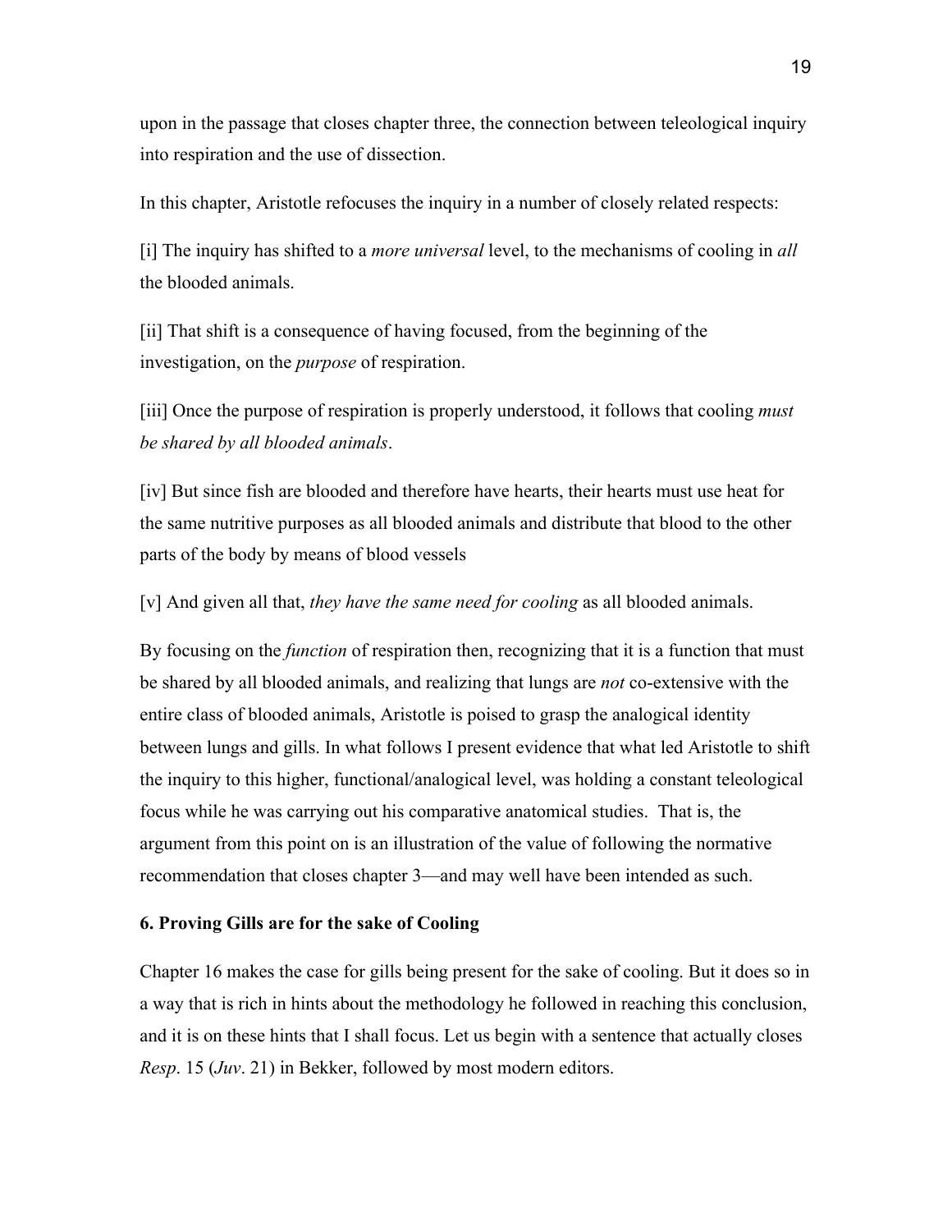upon in the passage that closes chapter three, the connection between teleological inquiry into respiration and the use of dissection.

In this chapter, Aristotle refocuses the inquiry in a number of closely related respects:

[i] The inquiry has shifted to a *more universal* level, to the mechanisms of cooling in *all* the blooded animals.

[ii] That shift is a consequence of having focused, from the beginning of the investigation, on the *purpose* of respiration.

[iii] Once the purpose of respiration is properly understood, it follows that cooling *must be shared by all blooded animals*.

[iv] But since fish are blooded and therefore have hearts, their hearts must use heat for the same nutritive purposes as all blooded animals and distribute that blood to the other parts of the body by means of blood vessels

[v] And given all that, *they have the same need for cooling* as all blooded animals.

By focusing on the *function* of respiration then, recognizing that it is a function that must be shared by all blooded animals, and realizing that lungs are *not* co-extensive with the entire class of blooded animals, Aristotle is poised to grasp the analogical identity between lungs and gills. In what follows I present evidence that what led Aristotle to shift the inquiry to this higher, functional/analogical level, was holding a constant teleological focus while he was carrying out his comparative anatomical studies. That is, the argument from this point on is an illustration of the value of following the normative recommendation that closes chapter 3—and may well have been intended as such.

**6. Proving Gills are for the sake of Cooling**

Chapter 16 makes the case for gills being present for the sake of cooling. But it does so in a way that is rich in hints about the methodology he followed in reaching this conclusion, and it is on these hints that I shall focus. Let us begin with a sentence that actually closes *Resp*. 15 (*Juv*. 21) in Bekker, followed by most modern editors.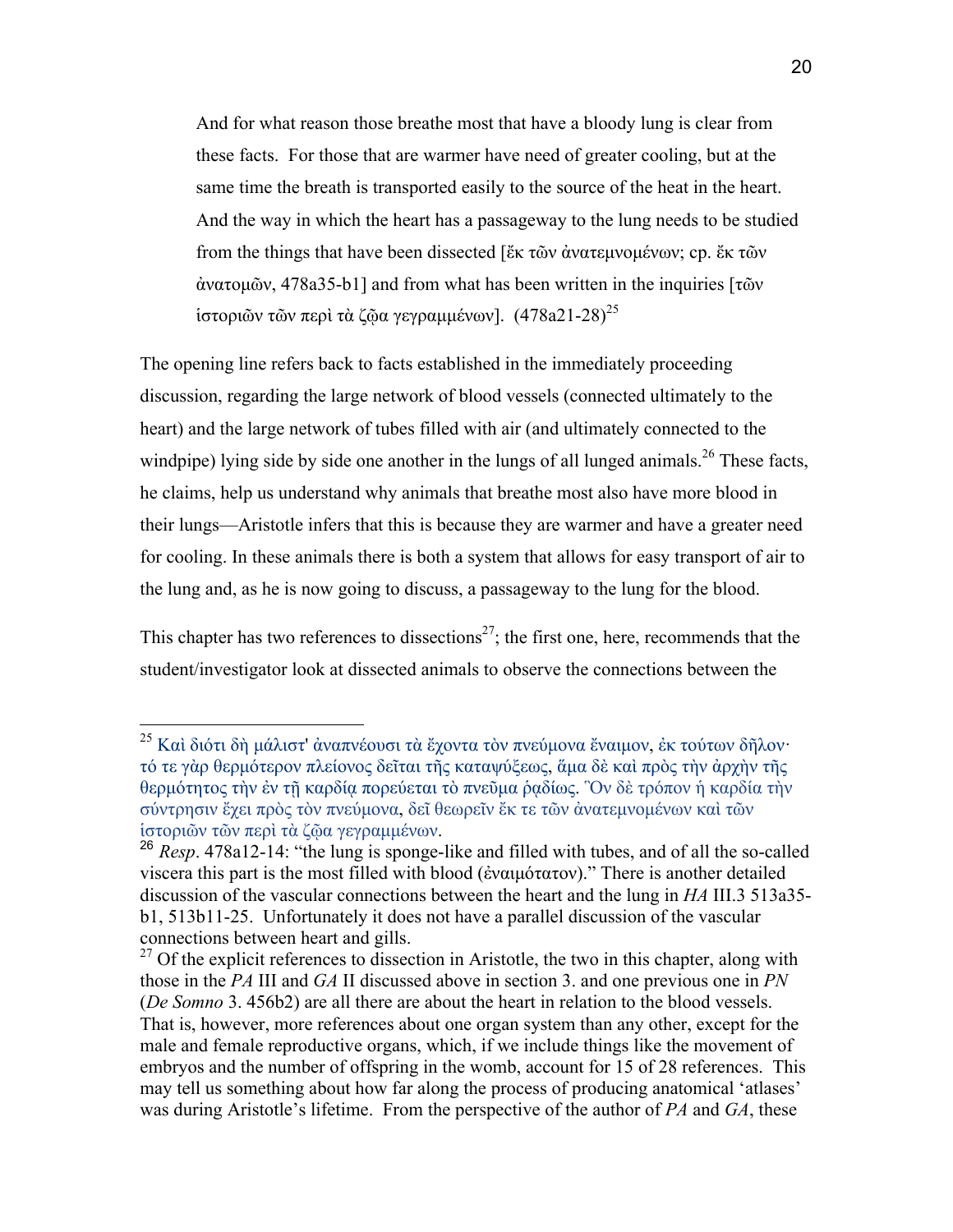> And for what reason those breathe most that have a bloody lung is clear from these facts. For those that are warmer have need of greater cooling, but at the same time the breath is transported easily to the source of the heat in the heart. And the way in which the heart has a passageway to the lung needs to be studied from the things that have been dissected [ἔκ τῶν ἀνατεμνομένων; cp. ἔκ τῶν ἀνατομῶν, 478a35-b1] and from what has been written in the inquiries [τῶν ἱστοριῶν τῶν περὶ τὰ ζῷα γεγραμμένων]. (478a21-28)[25]

The opening line refers back to facts established in the immediately proceeding discussion, regarding the large network of blood vessels (connected ultimately to the heart) and the large network of tubes filled with air (and ultimately connected to the windpipe) lying side by side one another in the lungs of all lunged animals.[26] These facts, he claims, help us understand why animals that breathe most also have more blood in their lungs—Aristotle infers that this is because they are warmer and have a greater need for cooling. In these animals there is both a system that allows for easy transport of air to the lung and, as he is now going to discuss, a passageway to the lung for the blood.

This chapter has two references to dissections[27]; the first one, here, recommends that the student/investigator look at dissected animals to observe the connections between the

---

[25] Καὶ διότι δὴ μάλιστ' ἀναπνέουσι τὰ ἔχοντα τὸν πνεύμονα ἔναιμον, ἐκ τούτων δῆλον· τό τε γὰρ θερμότερον πλείονος δεῖται τῆς καταψύξεως, ἅμα δὲ καὶ πρὸς τὴν ἀρχὴν τῆς θερμότητος τὴν ἐν τῇ καρδίᾳ πορεύεται τὸ πνεῦμα ῥᾳδίως. Ὃν δὲ τρόπον ἡ καρδία τὴν σύντρησιν ἔχει πρὸς τὸν πνεύμονα, δεῖ θεωρεῖν ἔκ τε τῶν ἀνατεμνομένων καὶ τῶν ἱστοριῶν τῶν περὶ τὰ ζῷα γεγραμμένων.

[26] *Resp*. 478a12-14: "the lung is sponge-like and filled with tubes, and of all the so-called viscera this part is the most filled with blood (ἐναιμότατον)." There is another detailed discussion of the vascular connections between the heart and the lung in *HA* III.3 513a35-b1, 513b11-25. Unfortunately it does not have a parallel discussion of the vascular connections between heart and gills.

[27] Of the explicit references to dissection in Aristotle, the two in this chapter, along with those in the *PA* III and *GA* II discussed above in section 3. and one previous one in *PN* (*De Somno* 3. 456b2) are all there are about the heart in relation to the blood vessels. That is, however, more references about one organ system than any other, except for the male and female reproductive organs, which, if we include things like the movement of embryos and the number of offspring in the womb, account for 15 of 28 references. This may tell us something about how far along the process of producing anatomical 'atlases' was during Aristotle's lifetime. From the perspective of the author of *PA* and *GA*, these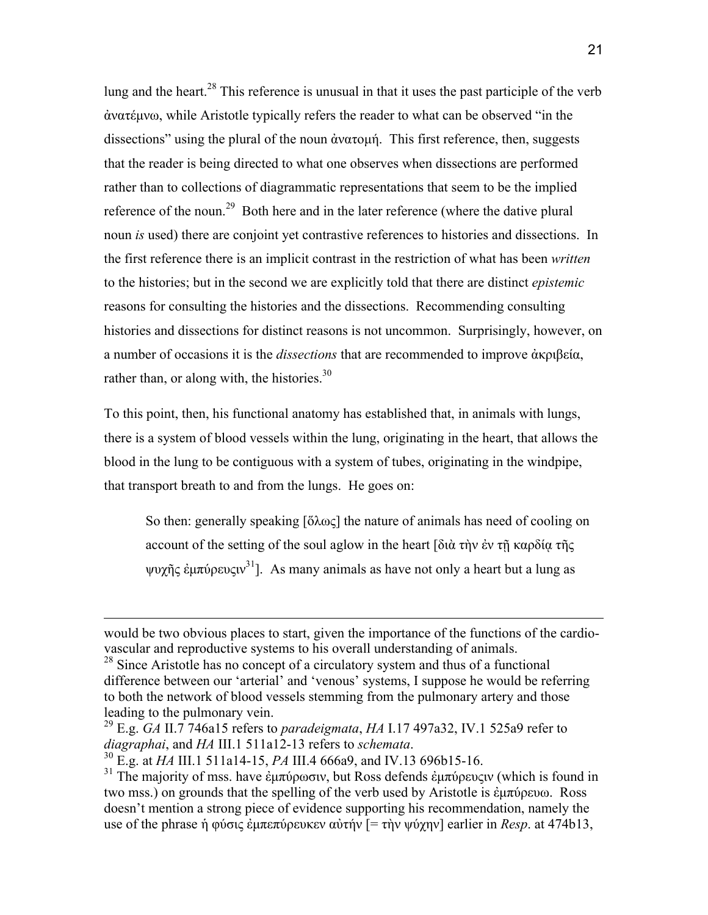lung and the heart.[28] This reference is unusual in that it uses the past participle of the verb ἀνατέμνω, while Aristotle typically refers the reader to what can be observed "in the dissections" using the plural of the noun ἀνατομή. This first reference, then, suggests that the reader is being directed to what one observes when dissections are performed rather than to collections of diagrammatic representations that seem to be the implied reference of the noun.[29] Both here and in the later reference (where the dative plural noun *is* used) there are conjoint yet contrastive references to histories and dissections. In the first reference there is an implicit contrast in the restriction of what has been *written* to the histories; but in the second we are explicitly told that there are distinct *epistemic* reasons for consulting the histories and the dissections. Recommending consulting histories and dissections for distinct reasons is not uncommon. Surprisingly, however, on a number of occasions it is the *dissections* that are recommended to improve ἀκριβεία, rather than, or along with, the histories.[30]

To this point, then, his functional anatomy has established that, in animals with lungs, there is a system of blood vessels within the lung, originating in the heart, that allows the blood in the lung to be contiguous with a system of tubes, originating in the windpipe, that transport breath to and from the lungs. He goes on:

> So then: generally speaking [ὅλως] the nature of animals has need of cooling on account of the setting of the soul aglow in the heart [διὰ τὴν ἐν τῇ καρδίᾳ τῆς ψυχῆς ἐμπύρευσιν[31]]. As many animals as have not only a heart but a lung as

---

would be two obvious places to start, given the importance of the functions of the cardio-vascular and reproductive systems to his overall understanding of animals.

[28] Since Aristotle has no concept of a circulatory system and thus of a functional difference between our 'arterial' and 'venous' systems, I suppose he would be referring to both the network of blood vessels stemming from the pulmonary artery and those leading to the pulmonary vein.

[29] E.g. *GA* II.7 746a15 refers to *paradeigmata*, *HA* I.17 497a32, IV.1 525a9 refer to *diagraphai*, and *HA* III.1 511a12-13 refers to *schemata*.

[30] E.g. at *HA* III.1 511a14-15, *PA* III.4 666a9, and IV.13 696b15-16.

[31] The majority of mss. have ἐμπύρωσιν, but Ross defends ἐμπύρευσιν (which is found in two mss.) on grounds that the spelling of the verb used by Aristotle is ἐμπύρευω. Ross doesn't mention a strong piece of evidence supporting his recommendation, namely the use of the phrase ἡ φύσις ἐμπεπύρευκεν αὐτήν [= τὴν ψύχην] earlier in *Resp*. at 474b13,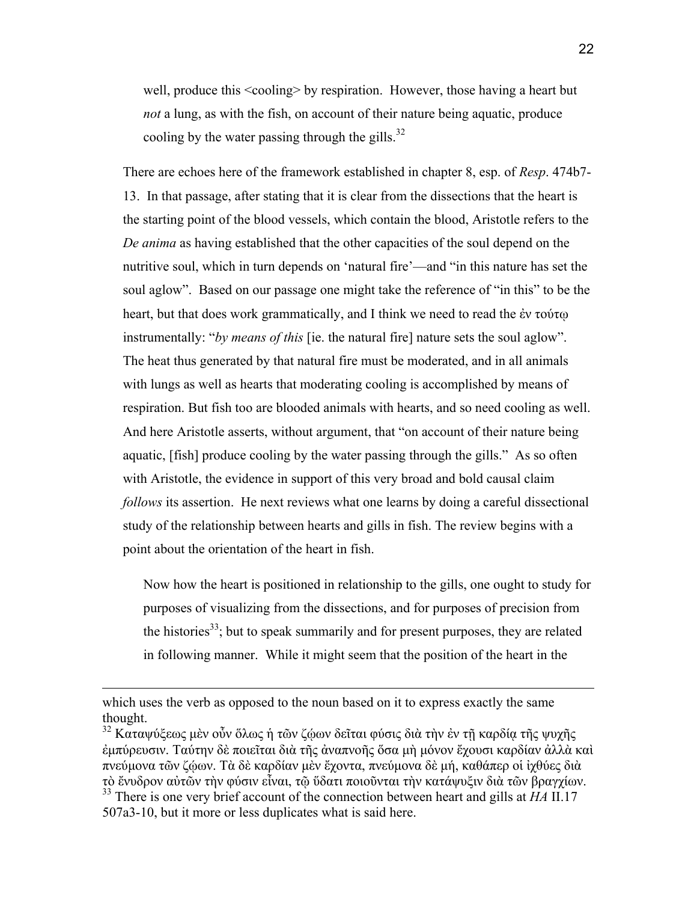> well, produce this <cooling> by respiration. However, those having a heart but *not* a lung, as with the fish, on account of their nature being aquatic, produce cooling by the water passing through the gills.[32]

There are echoes here of the framework established in chapter 8, esp. of *Resp*. 474b7-13. In that passage, after stating that it is clear from the dissections that the heart is the starting point of the blood vessels, which contain the blood, Aristotle refers to the *De anima* as having established that the other capacities of the soul depend on the nutritive soul, which in turn depends on 'natural fire'—and "in this nature has set the soul aglow". Based on our passage one might take the reference of "in this" to be the heart, but that does work grammatically, and I think we need to read the ἐν τούτῳ instrumentally: "*by means of this* [ie. the natural fire] nature sets the soul aglow". The heat thus generated by that natural fire must be moderated, and in all animals with lungs as well as hearts that moderating cooling is accomplished by means of respiration. But fish too are blooded animals with hearts, and so need cooling as well. And here Aristotle asserts, without argument, that "on account of their nature being aquatic, [fish] produce cooling by the water passing through the gills." As so often with Aristotle, the evidence in support of this very broad and bold causal claim *follows* its assertion. He next reviews what one learns by doing a careful dissectional study of the relationship between hearts and gills in fish. The review begins with a point about the orientation of the heart in fish.

> Now how the heart is positioned in relationship to the gills, one ought to study for purposes of visualizing from the dissections, and for purposes of precision from the histories[33]; but to speak summarily and for present purposes, they are related in following manner. While it might seem that the position of the heart in the

---

which uses the verb as opposed to the noun based on it to express exactly the same thought.

[32] Καταψύξεως μὲν οὖν ὅλως ἡ τῶν ζῴων δεῖται φύσις διὰ τὴν ἐν τῇ καρδίᾳ τῆς ψυχῆς ἐμπύρευσιν. Ταύτην δὲ ποιεῖται διὰ τῆς ἀναπνοῆς ὅσα μὴ μόνον ἔχουσι καρδίαν ἀλλὰ καὶ πνεύμονα τῶν ζῴων. Τὰ δὲ καρδίαν μὲν ἔχοντα, πνεύμονα δὲ μή, καθάπερ οἱ ἰχθύες διὰ τὸ ἔνυδρον αὐτῶν τὴν φύσιν εἶναι, τῷ ὕδατι ποιοῦνται τὴν κατάψυξιν διὰ τῶν βραγχίων.

[33] There is one very brief account of the connection between heart and gills at *HA* II.17 507a3-10, but it more or less duplicates what is said here.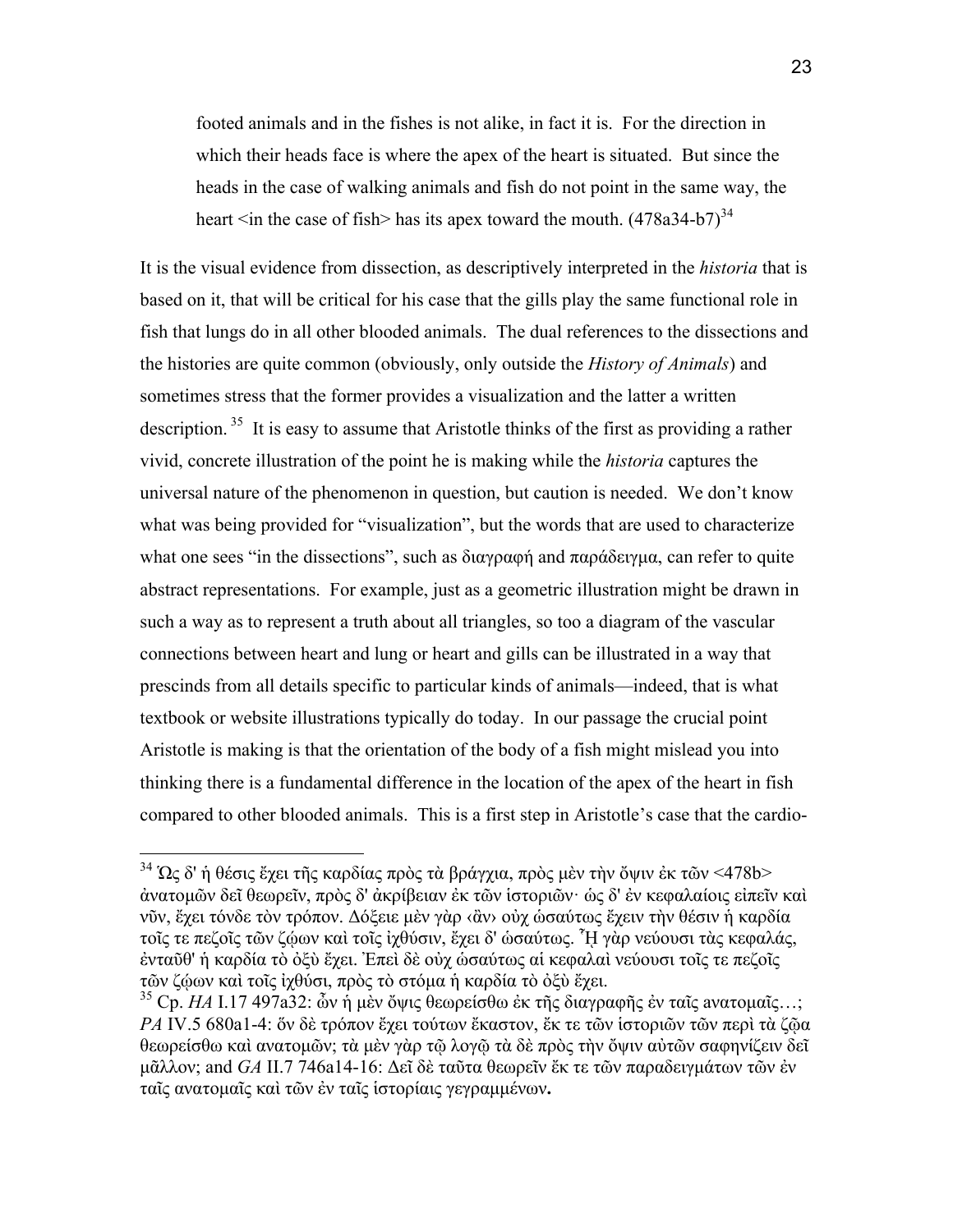footed animals and in the fishes is not alike, in fact it is. For the direction in which their heads face is where the apex of the heart is situated. But since the heads in the case of walking animals and fish do not point in the same way, the heart <in the case of fish> has its apex toward the mouth. (478a34-b7)[34]

It is the visual evidence from dissection, as descriptively interpreted in the *historia* that is based on it, that will be critical for his case that the gills play the same functional role in fish that lungs do in all other blooded animals. The dual references to the dissections and the histories are quite common (obviously, only outside the *History of Animals*) and sometimes stress that the former provides a visualization and the latter a written description.[35] It is easy to assume that Aristotle thinks of the first as providing a rather vivid, concrete illustration of the point he is making while the *historia* captures the universal nature of the phenomenon in question, but caution is needed. We don't know what was being provided for "visualization", but the words that are used to characterize what one sees "in the dissections", such as διαγραφή and παράδειγμα, can refer to quite abstract representations. For example, just as a geometric illustration might be drawn in such a way as to represent a truth about all triangles, so too a diagram of the vascular connections between heart and lung or heart and gills can be illustrated in a way that prescinds from all details specific to particular kinds of animals—indeed, that is what textbook or website illustrations typically do today. In our passage the crucial point Aristotle is making is that the orientation of the body of a fish might mislead you into thinking there is a fundamental difference in the location of the apex of the heart in fish compared to other blooded animals. This is a first step in Aristotle's case that the cardio-

---

[34] Ὡς δ' ἡ θέσις ἔχει τῆς καρδίας πρὸς τὰ βράγχια, πρὸς μὲν τὴν ὄψιν ἐκ τῶν <478b> ἀνατομῶν δεῖ θεωρεῖν, πρὸς δ' ἀκρίβειαν ἐκ τῶν ἱστοριῶν· ὡς δ' ἐν κεφαλαίοις εἰπεῖν καὶ νῦν, ἔχει τόνδε τὸν τρόπον. Δόξειε μὲν γὰρ ‹ἂν› οὐχ ὡσαύτως ἔχειν τὴν θέσιν ἡ καρδία τοῖς τε πεζοῖς τῶν ζῴων καὶ τοῖς ἰχθύσιν, ἔχει δ' ὡσαύτως. Ἧ γὰρ νεύουσι τὰς κεφαλάς, ἐνταῦθ' ἡ καρδία τὸ ὀξὺ ἔχει. Ἐπεὶ δὲ οὐχ ὡσαύτως αἱ κεφαλαὶ νεύουσι τοῖς τε πεζοῖς τῶν ζῴων καὶ τοῖς ἰχθύσι, πρὸς τὸ στόμα ἡ καρδία τὸ ὀξὺ ἔχει.

[35] Cp. *HA* I.17 497a32: ὧν ἡ μὲν ὄψις θεωρείσθω ἐκ τῆς διαγραφῆς ἐν ταῖς ανατομαῖς…; *PA* IV.5 680a1-4: ὅν δὲ τρόπον ἔχει τούτων ἕκαστον, ἔκ τε τῶν ἱστοριῶν τῶν περὶ τὰ ζῷα θεωρείσθω καὶ ανατομῶν; τὰ μὲν γὰρ τῷ λογῷ τὰ δὲ πρὸς τὴν ὄψιν αὐτῶν σαφηνίζειν δεῖ μᾶλλον; and *GA* II.7 746a14-16: Δεῖ δὲ ταῦτα θεωρεῖν ἔκ τε τῶν παραδειγμάτων τῶν ἐν ταῖς ανατομαῖς καὶ τῶν ἐν ταῖς ἱστορίαις γεγραμμένων**.**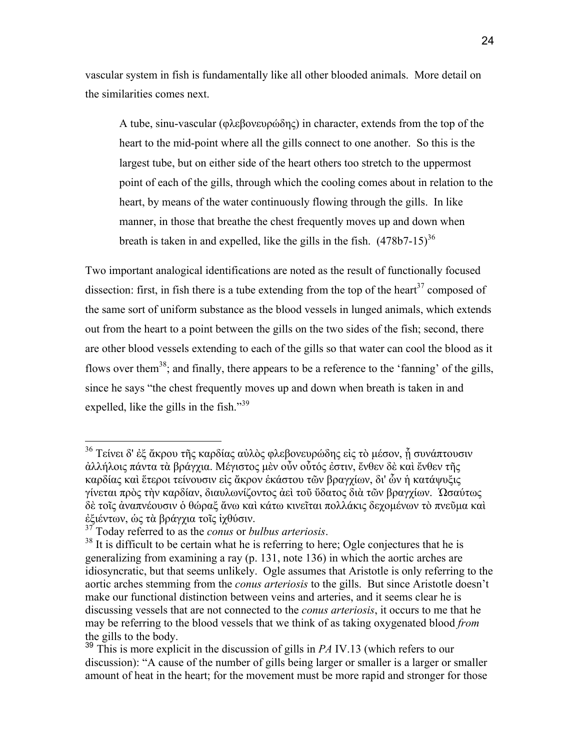vascular system in fish is fundamentally like all other blooded animals. More detail on the similarities comes next.

> A tube, sinu-vascular (φλεβονευρώδης) in character, extends from the top of the heart to the mid-point where all the gills connect to one another. So this is the largest tube, but on either side of the heart others too stretch to the uppermost point of each of the gills, through which the cooling comes about in relation to the heart, by means of the water continuously flowing through the gills. In like manner, in those that breathe the chest frequently moves up and down when breath is taken in and expelled, like the gills in the fish. (478b7-15)[36]

Two important analogical identifications are noted as the result of functionally focused dissection: first, in fish there is a tube extending from the top of the heart[37] composed of the same sort of uniform substance as the blood vessels in lunged animals, which extends out from the heart to a point between the gills on the two sides of the fish; second, there are other blood vessels extending to each of the gills so that water can cool the blood as it flows over them[38]; and finally, there appears to be a reference to the 'fanning' of the gills, since he says "the chest frequently moves up and down when breath is taken in and expelled, like the gills in the fish."[39]

---

[36] Τείνει δ' ἐξ ἄκρου τῆς καρδίας αὐλὸς φλεβονευρώδης εἰς τὸ μέσον, ᾗ συνάπτουσιν ἀλλήλοις πάντα τὰ βράγχια. Μέγιστος μὲν οὖν οὗτός ἐστιν, ἔνθεν δὲ καὶ ἔνθεν τῆς καρδίας καὶ ἕτεροι τείνουσιν εἰς ἄκρον ἑκάστου τῶν βραγχίων, δι' ὧν ἡ κατάψυξις γίνεται πρὸς τὴν καρδίαν, διαυλωνίζοντος ἀεὶ τοῦ ὕδατος διὰ τῶν βραγχίων. Ὡσαύτως δὲ τοῖς ἀναπνέουσιν ὁ θώραξ ἄνω καὶ κάτω κινεῖται πολλάκις δεχομένων τὸ πνεῦμα καὶ ἐξιέντων, ὡς τὰ βράγχια τοῖς ἰχθύσιν.

[37] Today referred to as the *conus* or *bulbus arteriosis*.

[38] It is difficult to be certain what he is referring to here; Ogle conjectures that he is generalizing from examining a ray (p. 131, note 136) in which the aortic arches are idiosyncratic, but that seems unlikely. Ogle assumes that Aristotle is only referring to the aortic arches stemming from the *conus arteriosis* to the gills. But since Aristotle doesn't make our functional distinction between veins and arteries, and it seems clear he is discussing vessels that are not connected to the *conus arteriosis*, it occurs to me that he may be referring to the blood vessels that we think of as taking oxygenated blood *from* the gills to the body.

[39] This is more explicit in the discussion of gills in *PA* IV.13 (which refers to our discussion): "A cause of the number of gills being larger or smaller is a larger or smaller amount of heat in the heart; for the movement must be more rapid and stronger for those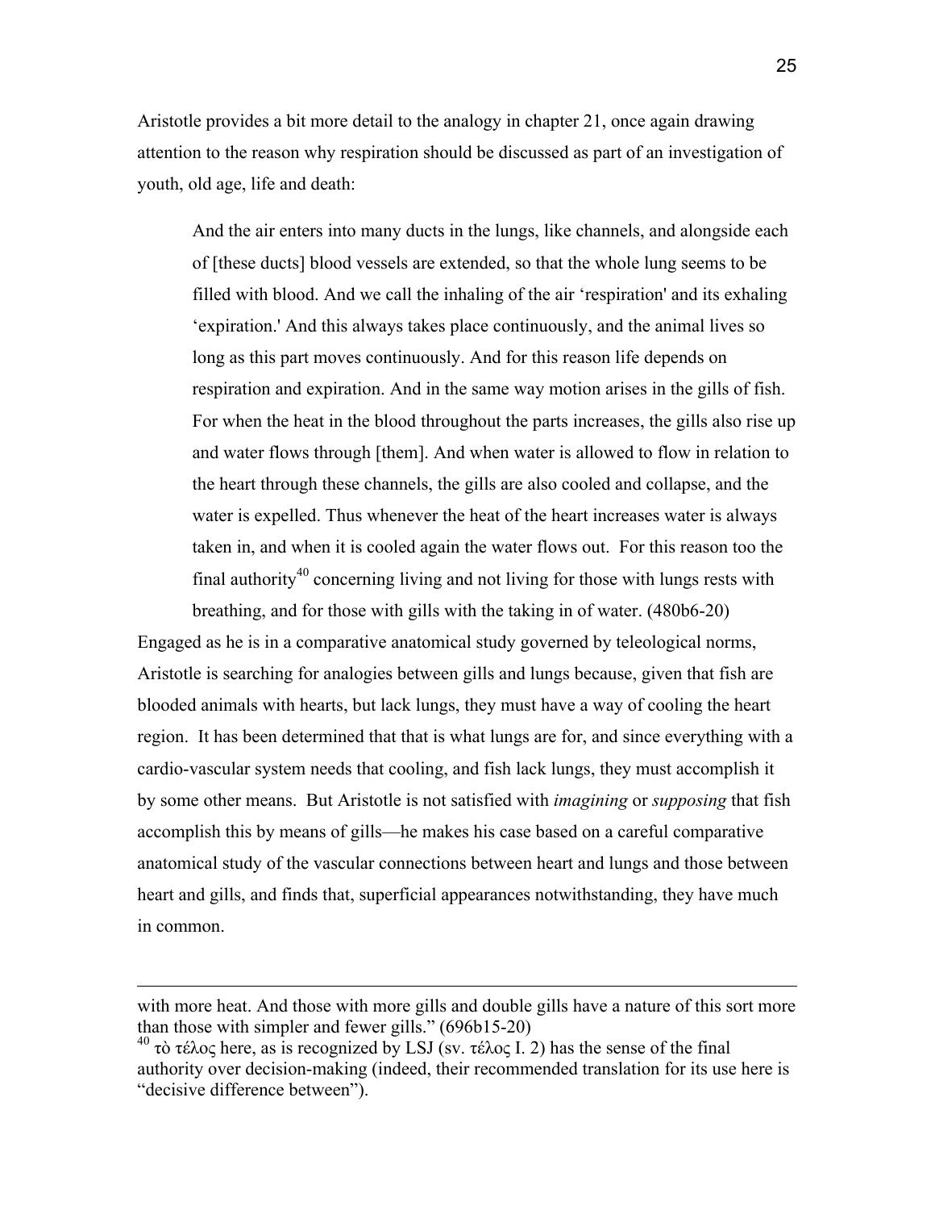Aristotle provides a bit more detail to the analogy in chapter 21, once again drawing attention to the reason why respiration should be discussed as part of an investigation of youth, old age, life and death:

> And the air enters into many ducts in the lungs, like channels, and alongside each of [these ducts] blood vessels are extended, so that the whole lung seems to be filled with blood. And we call the inhaling of the air 'respiration' and its exhaling 'expiration.' And this always takes place continuously, and the animal lives so long as this part moves continuously. And for this reason life depends on respiration and expiration. And in the same way motion arises in the gills of fish. For when the heat in the blood throughout the parts increases, the gills also rise up and water flows through [them]. And when water is allowed to flow in relation to the heart through these channels, the gills are also cooled and collapse, and the water is expelled. Thus whenever the heat of the heart increases water is always taken in, and when it is cooled again the water flows out. For this reason too the final authority[40] concerning living and not living for those with lungs rests with breathing, and for those with gills with the taking in of water. (480b6-20)

Engaged as he is in a comparative anatomical study governed by teleological norms, Aristotle is searching for analogies between gills and lungs because, given that fish are blooded animals with hearts, but lack lungs, they must have a way of cooling the heart region. It has been determined that that is what lungs are for, and since everything with a cardio-vascular system needs that cooling, and fish lack lungs, they must accomplish it by some other means. But Aristotle is not satisfied with *imagining* or *supposing* that fish accomplish this by means of gills—he makes his case based on a careful comparative anatomical study of the vascular connections between heart and lungs and those between heart and gills, and finds that, superficial appearances notwithstanding, they have much in common.

---

with more heat. And those with more gills and double gills have a nature of this sort more than those with simpler and fewer gills." (696b15-20)

[40] τὸ τέλος here, as is recognized by LSJ (sv. τέλος I. 2) has the sense of the final authority over decision-making (indeed, their recommended translation for its use here is "decisive difference between").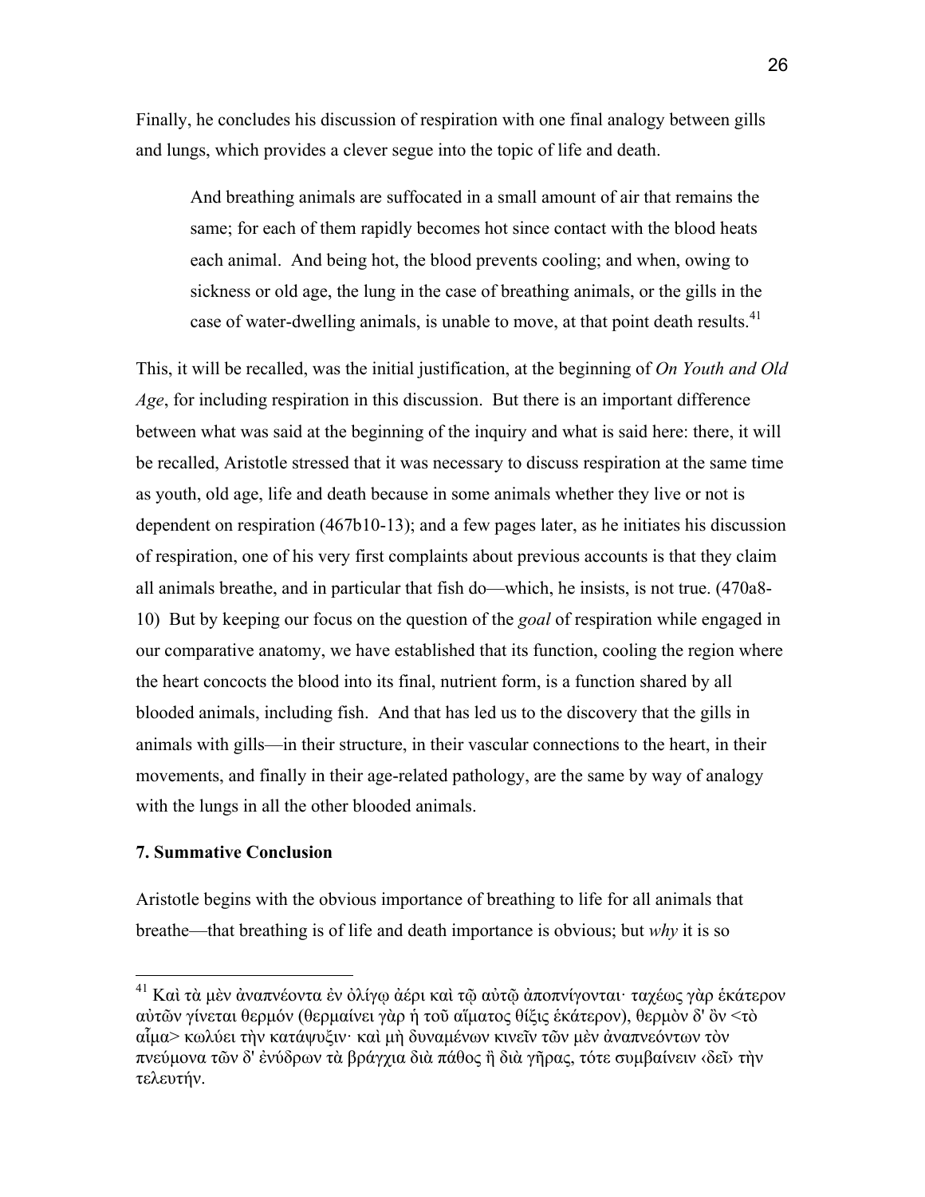Finally, he concludes his discussion of respiration with one final analogy between gills and lungs, which provides a clever segue into the topic of life and death.

> And breathing animals are suffocated in a small amount of air that remains the same; for each of them rapidly becomes hot since contact with the blood heats each animal. And being hot, the blood prevents cooling; and when, owing to sickness or old age, the lung in the case of breathing animals, or the gills in the case of water-dwelling animals, is unable to move, at that point death results.[41]

This, it will be recalled, was the initial justification, at the beginning of *On Youth and Old Age*, for including respiration in this discussion. But there is an important difference between what was said at the beginning of the inquiry and what is said here: there, it will be recalled, Aristotle stressed that it was necessary to discuss respiration at the same time as youth, old age, life and death because in some animals whether they live or not is dependent on respiration (467b10-13); and a few pages later, as he initiates his discussion of respiration, one of his very first complaints about previous accounts is that they claim all animals breathe, and in particular that fish do—which, he insists, is not true. (470a8-10) But by keeping our focus on the question of the *goal* of respiration while engaged in our comparative anatomy, we have established that its function, cooling the region where the heart concocts the blood into its final, nutrient form, is a function shared by all blooded animals, including fish. And that has led us to the discovery that the gills in animals with gills—in their structure, in their vascular connections to the heart, in their movements, and finally in their age-related pathology, are the same by way of analogy with the lungs in all the other blooded animals.

**7. Summative Conclusion**

Aristotle begins with the obvious importance of breathing to life for all animals that breathe—that breathing is of life and death importance is obvious; but *why* it is so

---

[41] Καὶ τὰ μὲν ἀναπνέοντα ἐν ὀλίγῳ ἀέρι καὶ τῷ αὐτῷ ἀποπνίγονται· ταχέως γὰρ ἑκάτερον αὐτῶν γίνεται θερμόν (θερμαίνει γὰρ ἡ τοῦ αἵματος θίξις ἑκάτερον), θερμὸν δ' ὂν <τὸ αἷμα> κωλύει τὴν κατάψυξιν· καὶ μὴ δυναμένων κινεῖν τῶν μὲν ἀναπνεόντων τὸν πνεύμονα τῶν δ' ἐνύδρων τὰ βράγχια διὰ πάθος ἢ διὰ γῆρας, τότε συμβαίνειν ‹δεῖ› τὴν τελευτήν.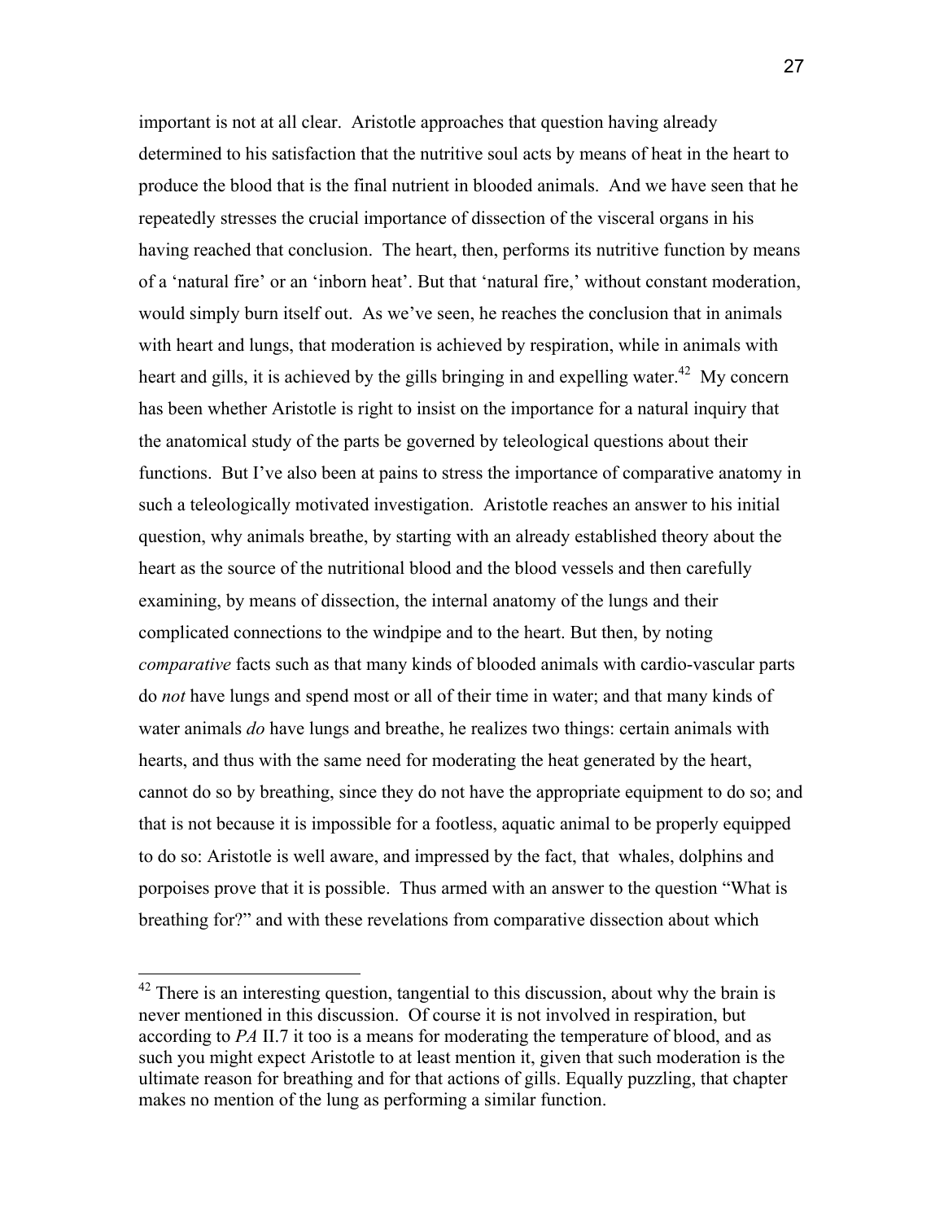important is not at all clear. Aristotle approaches that question having already determined to his satisfaction that the nutritive soul acts by means of heat in the heart to produce the blood that is the final nutrient in blooded animals. And we have seen that he repeatedly stresses the crucial importance of dissection of the visceral organs in his having reached that conclusion. The heart, then, performs its nutritive function by means of a 'natural fire' or an 'inborn heat'. But that 'natural fire,' without constant moderation, would simply burn itself out. As we've seen, he reaches the conclusion that in animals with heart and lungs, that moderation is achieved by respiration, while in animals with heart and gills, it is achieved by the gills bringing in and expelling water.[42] My concern has been whether Aristotle is right to insist on the importance for a natural inquiry that the anatomical study of the parts be governed by teleological questions about their functions. But I've also been at pains to stress the importance of comparative anatomy in such a teleologically motivated investigation. Aristotle reaches an answer to his initial question, why animals breathe, by starting with an already established theory about the heart as the source of the nutritional blood and the blood vessels and then carefully examining, by means of dissection, the internal anatomy of the lungs and their complicated connections to the windpipe and to the heart. But then, by noting *comparative* facts such as that many kinds of blooded animals with cardio-vascular parts do *not* have lungs and spend most or all of their time in water; and that many kinds of water animals *do* have lungs and breathe, he realizes two things: certain animals with hearts, and thus with the same need for moderating the heat generated by the heart, cannot do so by breathing, since they do not have the appropriate equipment to do so; and that is not because it is impossible for a footless, aquatic animal to be properly equipped to do so: Aristotle is well aware, and impressed by the fact, that whales, dolphins and porpoises prove that it is possible. Thus armed with an answer to the question "What is breathing for?" and with these revelations from comparative dissection about which

[42] There is an interesting question, tangential to this discussion, about why the brain is never mentioned in this discussion. Of course it is not involved in respiration, but according to *PA* II.7 it too is a means for moderating the temperature of blood, and as such you might expect Aristotle to at least mention it, given that such moderation is the ultimate reason for breathing and for that actions of gills. Equally puzzling, that chapter makes no mention of the lung as performing a similar function.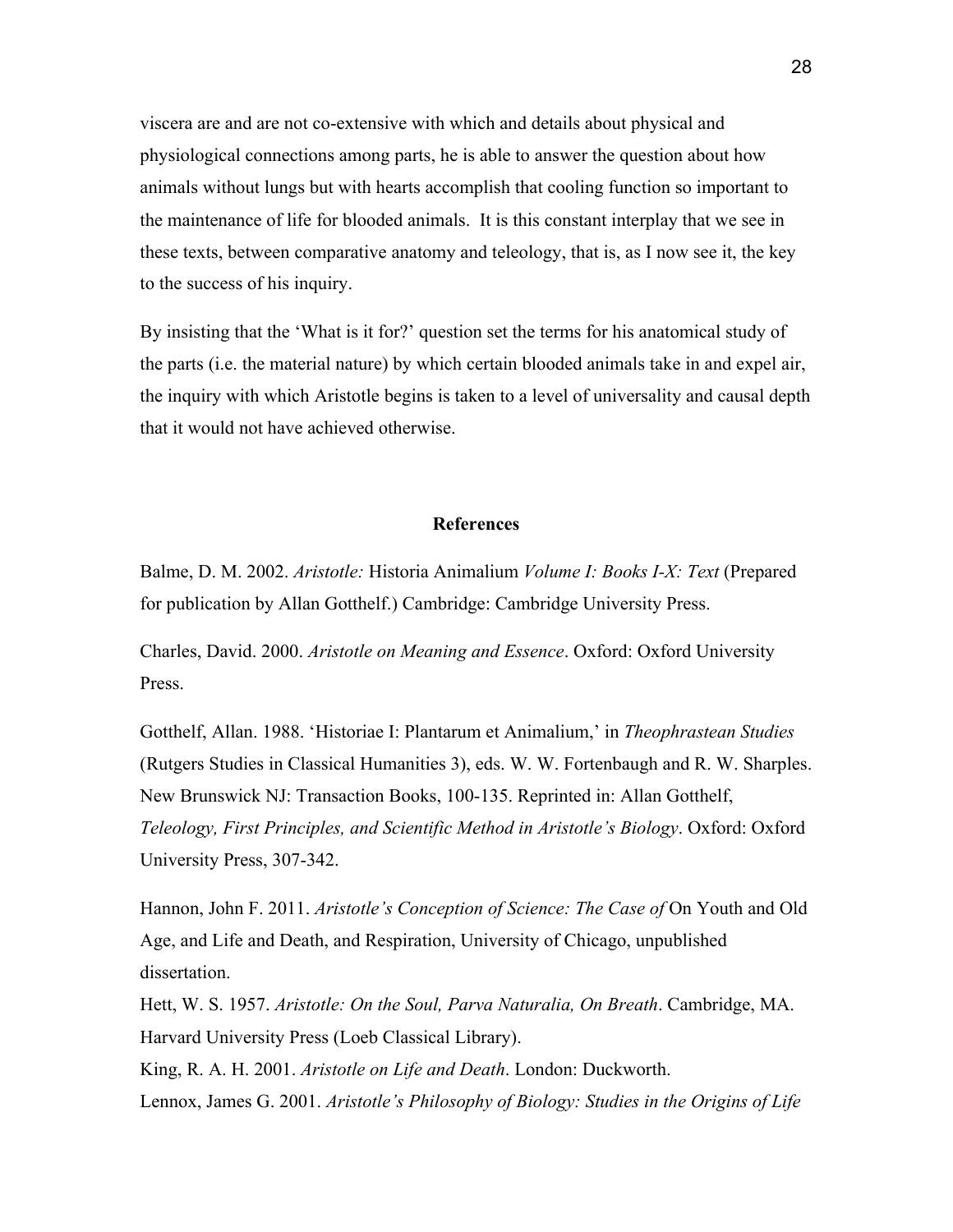viscera are and are not co-extensive with which and details about physical and physiological connections among parts, he is able to answer the question about how animals without lungs but with hearts accomplish that cooling function so important to the maintenance of life for blooded animals. It is this constant interplay that we see in these texts, between comparative anatomy and teleology, that is, as I now see it, the key to the success of his inquiry.

By insisting that the 'What is it for?' question set the terms for his anatomical study of the parts (i.e. the material nature) by which certain blooded animals take in and expel air, the inquiry with which Aristotle begins is taken to a level of universality and causal depth that it would not have achieved otherwise.

## References

Balme, D. M. 2002. *Aristotle:* Historia Animalium *Volume I: Books I-X: Text* (Prepared for publication by Allan Gotthelf.) Cambridge: Cambridge University Press.

Charles, David. 2000. *Aristotle on Meaning and Essence*. Oxford: Oxford University Press.

Gotthelf, Allan. 1988. 'Historiae I: Plantarum et Animalium,' in *Theophrastean Studies* (Rutgers Studies in Classical Humanities 3), eds. W. W. Fortenbaugh and R. W. Sharples. New Brunswick NJ: Transaction Books, 100-135. Reprinted in: Allan Gotthelf, *Teleology, First Principles, and Scientific Method in Aristotle's Biology*. Oxford: Oxford University Press, 307-342.

Hannon, John F. 2011. *Aristotle's Conception of Science: The Case of* On Youth and Old Age, and Life and Death, and Respiration, University of Chicago, unpublished dissertation.

Hett, W. S. 1957. *Aristotle: On the Soul, Parva Naturalia, On Breath*. Cambridge, MA. Harvard University Press (Loeb Classical Library).

King, R. A. H. 2001. *Aristotle on Life and Death*. London: Duckworth.

Lennox, James G. 2001. *Aristotle's Philosophy of Biology: Studies in the Origins of Life*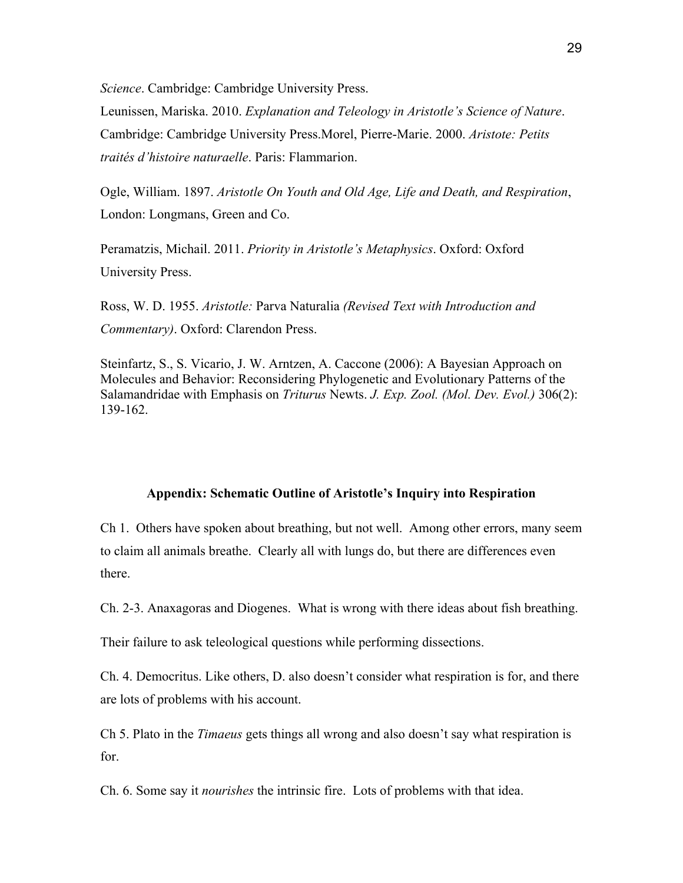*Science*. Cambridge: Cambridge University Press.

Leunissen, Mariska. 2010. *Explanation and Teleology in Aristotle's Science of Nature*. Cambridge: Cambridge University Press.Morel, Pierre-Marie. 2000. *Aristote: Petits traités d'histoire naturaelle*. Paris: Flammarion.

Ogle, William. 1897. *Aristotle On Youth and Old Age, Life and Death, and Respiration*, London: Longmans, Green and Co.

Peramatzis, Michail. 2011. *Priority in Aristotle's Metaphysics*. Oxford: Oxford University Press.

Ross, W. D. 1955. *Aristotle:* Parva Naturalia *(Revised Text with Introduction and Commentary)*. Oxford: Clarendon Press.

Steinfartz, S., S. Vicario, J. W. Arntzen, A. Caccone (2006): A Bayesian Approach on Molecules and Behavior: Reconsidering Phylogenetic and Evolutionary Patterns of the Salamandridae with Emphasis on *Triturus* Newts. *J. Exp. Zool. (Mol. Dev. Evol.)* 306(2): 139-162.

### Appendix: Schematic Outline of Aristotle's Inquiry into Respiration

Ch 1. Others have spoken about breathing, but not well. Among other errors, many seem to claim all animals breathe. Clearly all with lungs do, but there are differences even there.

Ch. 2-3. Anaxagoras and Diogenes. What is wrong with there ideas about fish breathing.

Their failure to ask teleological questions while performing dissections.

Ch. 4. Democritus. Like others, D. also doesn't consider what respiration is for, and there are lots of problems with his account.

Ch 5. Plato in the *Timaeus* gets things all wrong and also doesn't say what respiration is for.

Ch. 6. Some say it *nourishes* the intrinsic fire. Lots of problems with that idea.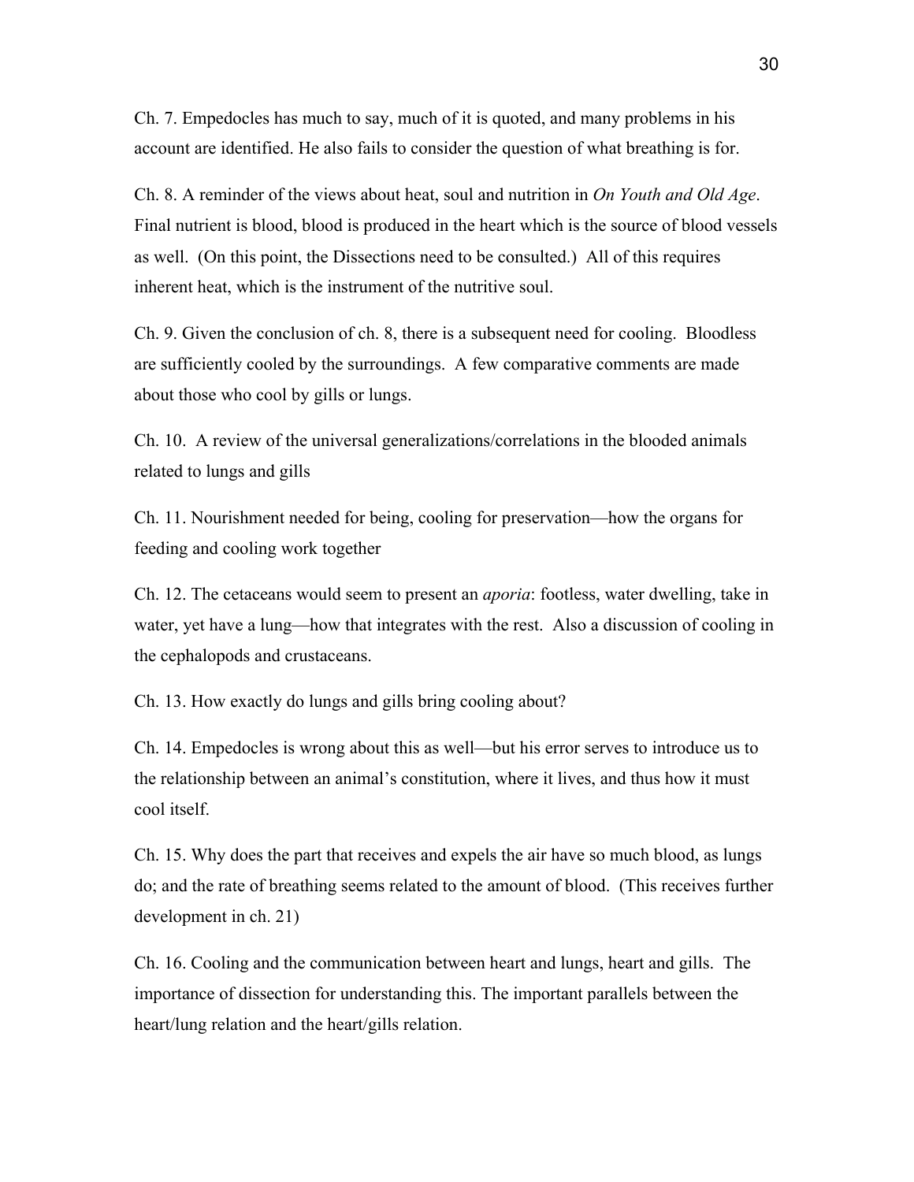Ch. 7. Empedocles has much to say, much of it is quoted, and many problems in his account are identified. He also fails to consider the question of what breathing is for.

Ch. 8. A reminder of the views about heat, soul and nutrition in *On Youth and Old Age*. Final nutrient is blood, blood is produced in the heart which is the source of blood vessels as well. (On this point, the Dissections need to be consulted.) All of this requires inherent heat, which is the instrument of the nutritive soul.

Ch. 9. Given the conclusion of ch. 8, there is a subsequent need for cooling. Bloodless are sufficiently cooled by the surroundings. A few comparative comments are made about those who cool by gills or lungs.

Ch. 10. A review of the universal generalizations/correlations in the blooded animals related to lungs and gills

Ch. 11. Nourishment needed for being, cooling for preservation—how the organs for feeding and cooling work together

Ch. 12. The cetaceans would seem to present an *aporia*: footless, water dwelling, take in water, yet have a lung—how that integrates with the rest. Also a discussion of cooling in the cephalopods and crustaceans.

Ch. 13. How exactly do lungs and gills bring cooling about?

Ch. 14. Empedocles is wrong about this as well—but his error serves to introduce us to the relationship between an animal's constitution, where it lives, and thus how it must cool itself.

Ch. 15. Why does the part that receives and expels the air have so much blood, as lungs do; and the rate of breathing seems related to the amount of blood. (This receives further development in ch. 21)

Ch. 16. Cooling and the communication between heart and lungs, heart and gills. The importance of dissection for understanding this. The important parallels between the heart/lung relation and the heart/gills relation.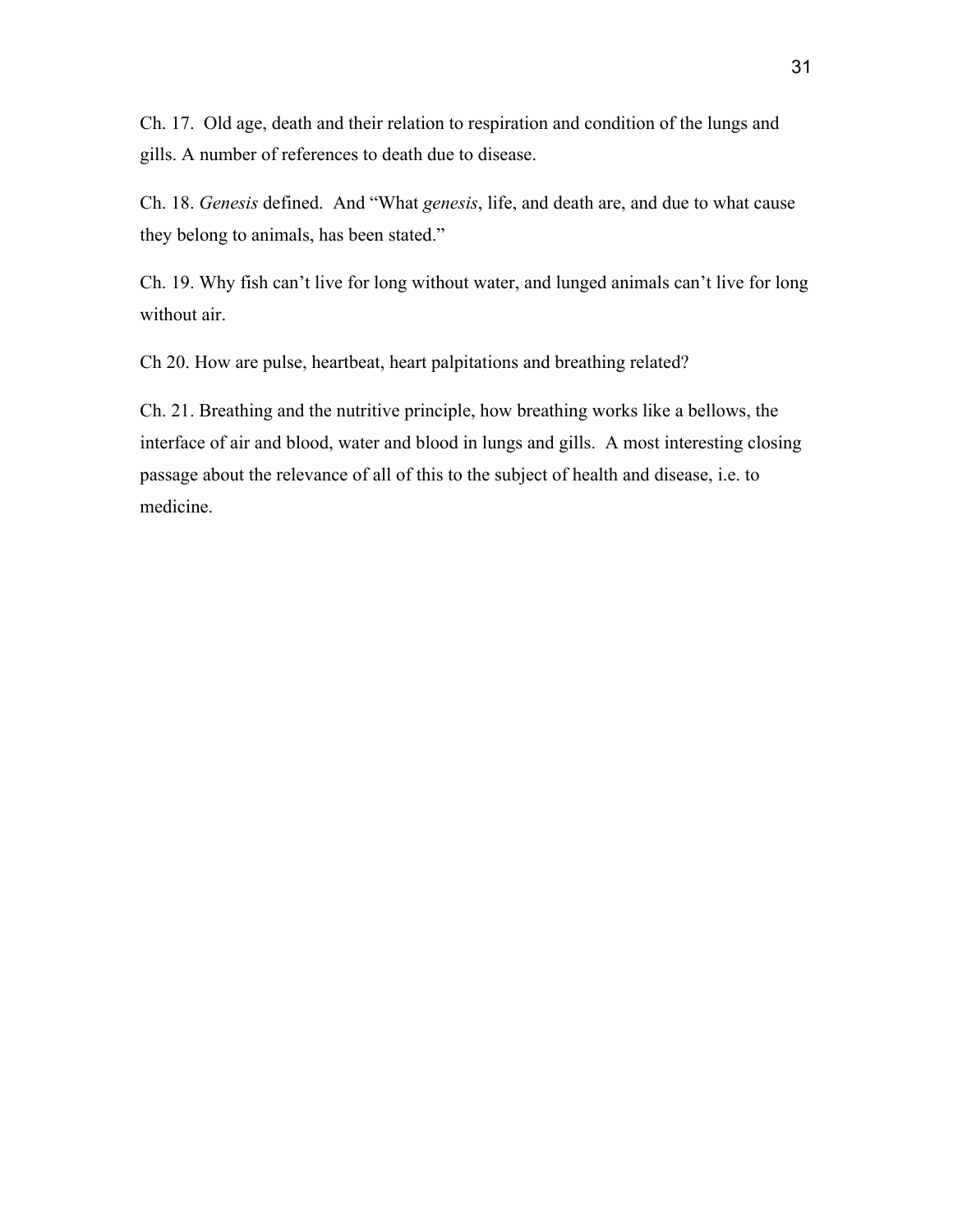Ch. 17. Old age, death and their relation to respiration and condition of the lungs and gills. A number of references to death due to disease.

Ch. 18. *Genesis* defined. And "What *genesis*, life, and death are, and due to what cause they belong to animals, has been stated."

Ch. 19. Why fish can't live for long without water, and lunged animals can't live for long without air.

Ch 20. How are pulse, heartbeat, heart palpitations and breathing related?

Ch. 21. Breathing and the nutritive principle, how breathing works like a bellows, the interface of air and blood, water and blood in lungs and gills. A most interesting closing passage about the relevance of all of this to the subject of health and disease, i.e. to medicine.